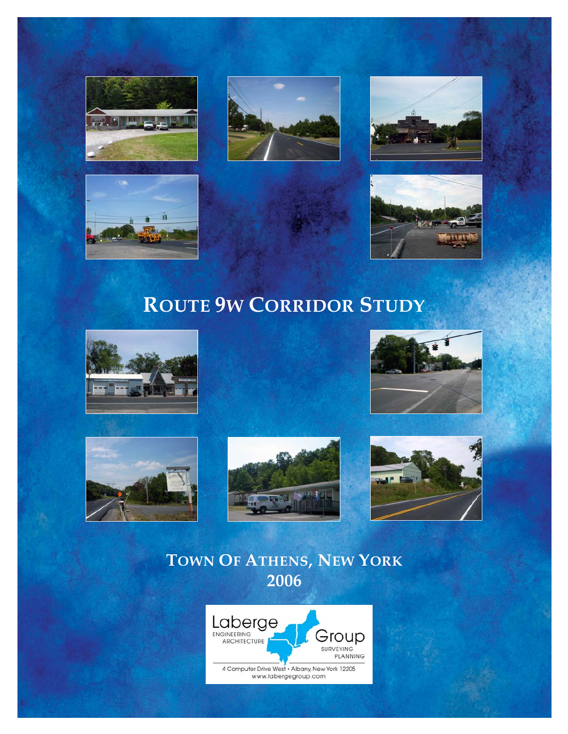# Route 9W Corridor Study

## Town Of Athens, New York
## 2006

Laberge Group
ENGINEERING
ARCHITECTURE
SURVEYING
PLANNING

4 Computer Drive West • Albany, New York 12205
www.labergegroup.com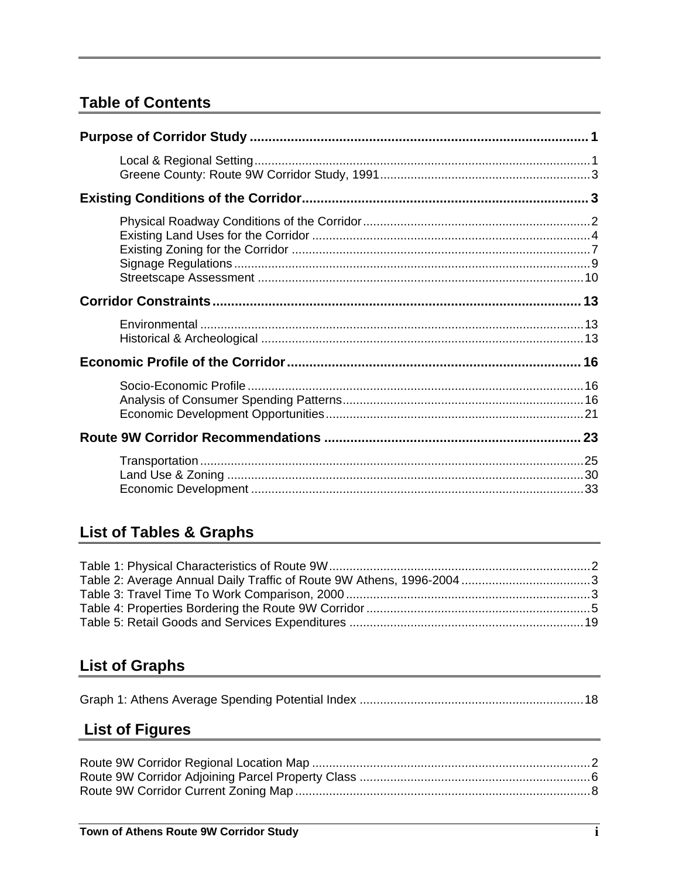## Table of Contents

**Purpose of Corridor Study** .......... **1**

- Local & Regional Setting .......... 1
- Greene County: Route 9W Corridor Study, 1991 .......... 3

**Existing Conditions of the Corridor** .......... **3**

- Physical Roadway Conditions of the Corridor .......... 2
- Existing Land Uses for the Corridor .......... 4
- Existing Zoning for the Corridor .......... 7
- Signage Regulations .......... 9
- Streetscape Assessment .......... 10

**Corridor Constraints** .......... **13**

- Environmental .......... 13
- Historical & Archeological .......... 13

**Economic Profile of the Corridor** .......... **16**

- Socio-Economic Profile .......... 16
- Analysis of Consumer Spending Patterns .......... 16
- Economic Development Opportunities .......... 21

**Route 9W Corridor Recommendations** .......... **23**

- Transportation .......... 25
- Land Use & Zoning .......... 30
- Economic Development .......... 33

## List of Tables & Graphs

Table 1: Physical Characteristics of Route 9W .......... 2
Table 2: Average Annual Daily Traffic of Route 9W Athens, 1996-2004 .......... 3
Table 3: Travel Time To Work Comparison, 2000 .......... 3
Table 4: Properties Bordering the Route 9W Corridor .......... 5
Table 5: Retail Goods and Services Expenditures .......... 19

## List of Graphs

Graph 1: Athens Average Spending Potential Index .......... 18

## List of Figures

Route 9W Corridor Regional Location Map .......... 2
Route 9W Corridor Adjoining Parcel Property Class .......... 6
Route 9W Corridor Current Zoning Map .......... 8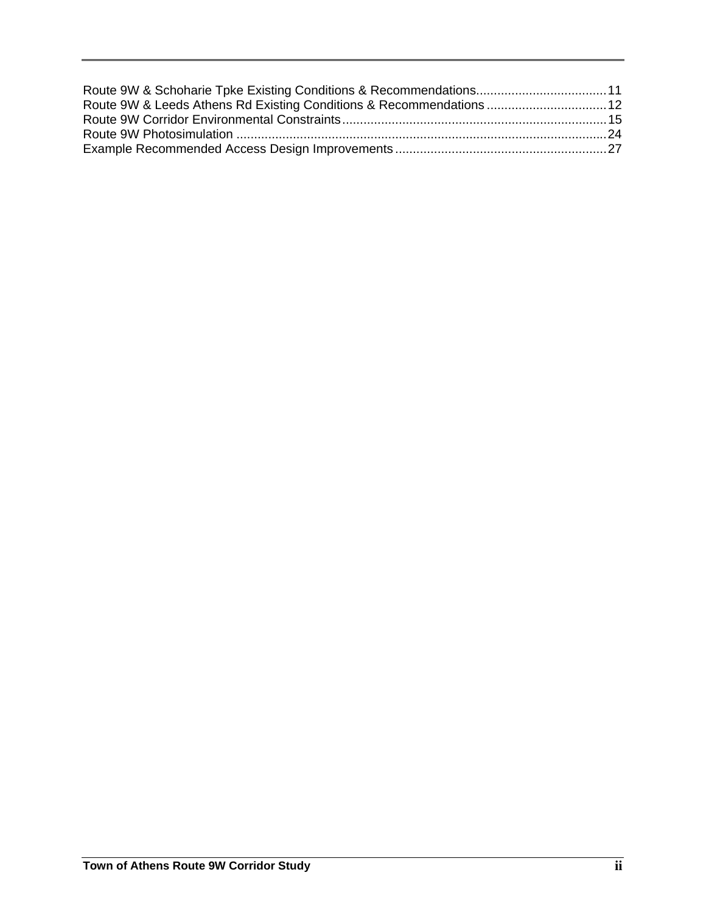Route 9W & Schoharie Tpke Existing Conditions & Recommendations.....................................11
Route 9W & Leeds Athens Rd Existing Conditions & Recommendations ..................................12
Route 9W Corridor Environmental Constraints...........................................................................15
Route 9W Photosimulation ........................................................................................................24
Example Recommended Access Design Improvements............................................................27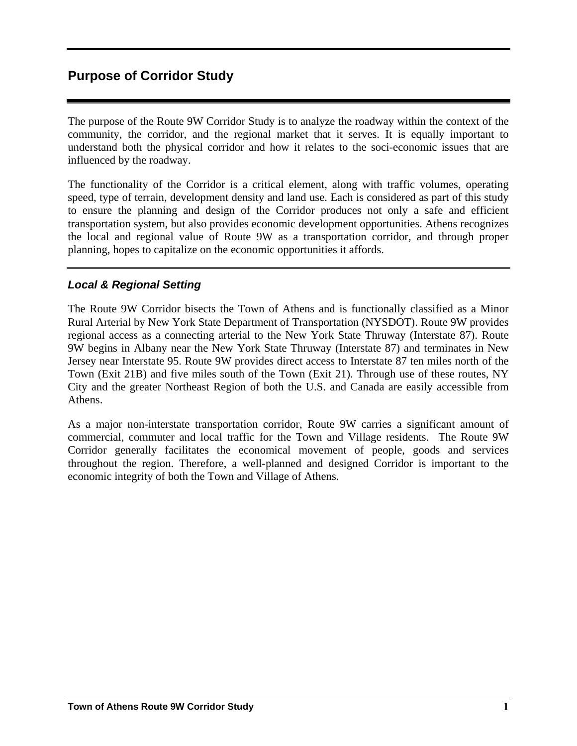## Purpose of Corridor Study

The purpose of the Route 9W Corridor Study is to analyze the roadway within the context of the community, the corridor, and the regional market that it serves. It is equally important to understand both the physical corridor and how it relates to the soci-economic issues that are influenced by the roadway.

The functionality of the Corridor is a critical element, along with traffic volumes, operating speed, type of terrain, development density and land use. Each is considered as part of this study to ensure the planning and design of the Corridor produces not only a safe and efficient transportation system, but also provides economic development opportunities. Athens recognizes the local and regional value of Route 9W as a transportation corridor, and through proper planning, hopes to capitalize on the economic opportunities it affords.

### *Local & Regional Setting*

The Route 9W Corridor bisects the Town of Athens and is functionally classified as a Minor Rural Arterial by New York State Department of Transportation (NYSDOT). Route 9W provides regional access as a connecting arterial to the New York State Thruway (Interstate 87). Route 9W begins in Albany near the New York State Thruway (Interstate 87) and terminates in New Jersey near Interstate 95. Route 9W provides direct access to Interstate 87 ten miles north of the Town (Exit 21B) and five miles south of the Town (Exit 21). Through use of these routes, NY City and the greater Northeast Region of both the U.S. and Canada are easily accessible from Athens.

As a major non-interstate transportation corridor, Route 9W carries a significant amount of commercial, commuter and local traffic for the Town and Village residents. The Route 9W Corridor generally facilitates the economical movement of people, goods and services throughout the region. Therefore, a well-planned and designed Corridor is important to the economic integrity of both the Town and Village of Athens.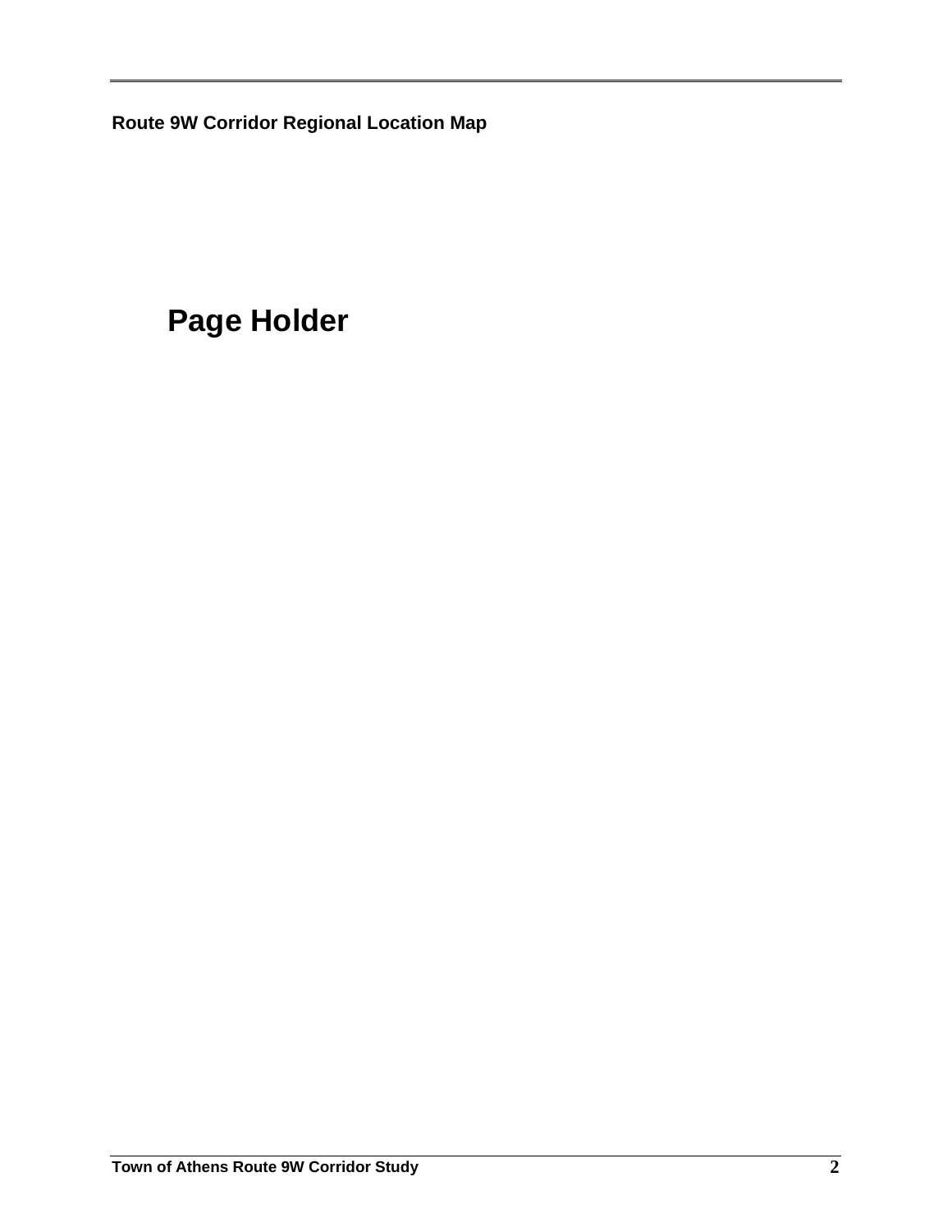**Route 9W Corridor Regional Location Map**

**Page Holder**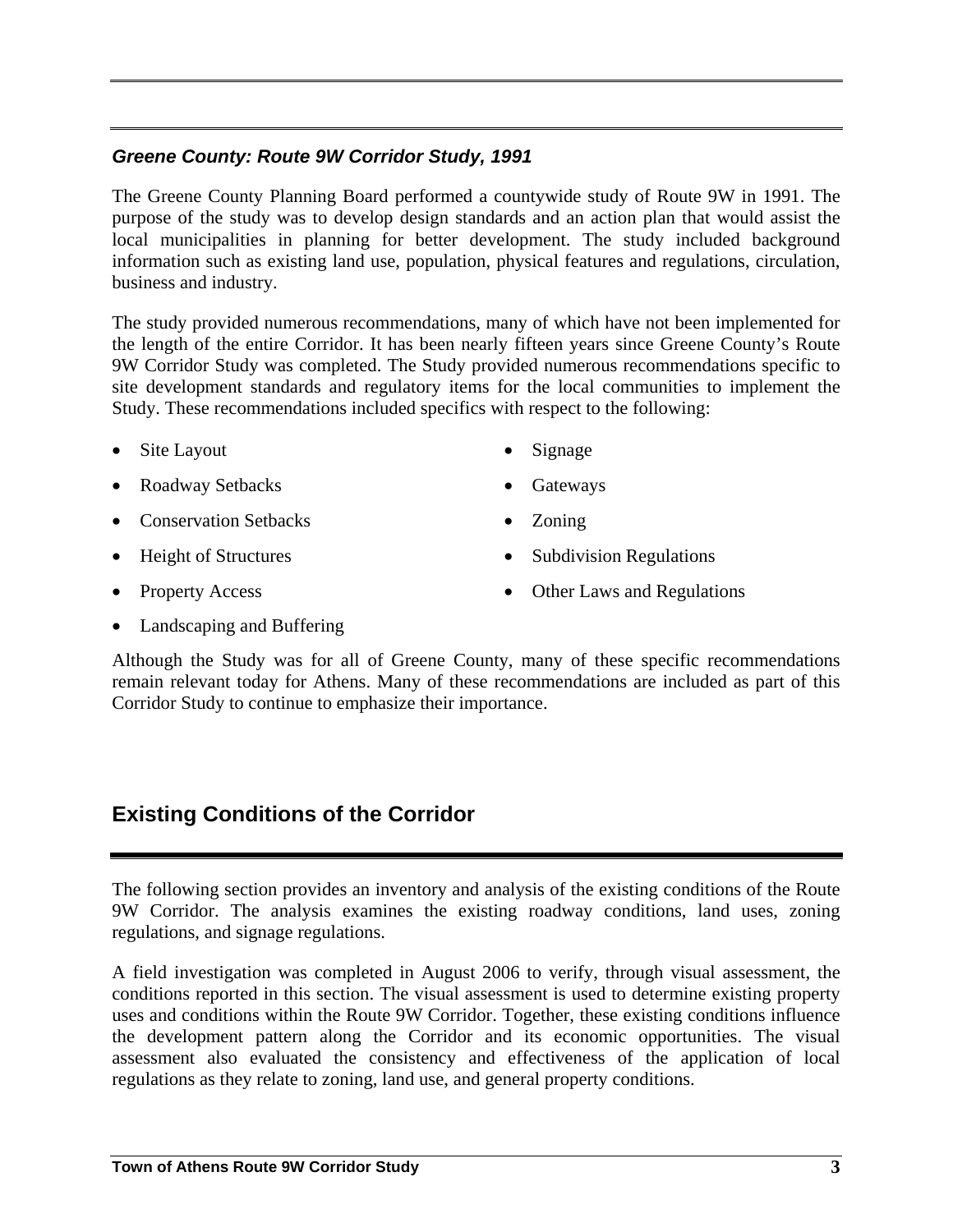### *Greene County: Route 9W Corridor Study, 1991*

The Greene County Planning Board performed a countywide study of Route 9W in 1991. The purpose of the study was to develop design standards and an action plan that would assist the local municipalities in planning for better development. The study included background information such as existing land use, population, physical features and regulations, circulation, business and industry.

The study provided numerous recommendations, many of which have not been implemented for the length of the entire Corridor. It has been nearly fifteen years since Greene County's Route 9W Corridor Study was completed. The Study provided numerous recommendations specific to site development standards and regulatory items for the local communities to implement the Study. These recommendations included specifics with respect to the following:

- Site Layout
- Roadway Setbacks
- Conservation Setbacks
- Height of Structures
- Property Access
- Landscaping and Buffering
- Signage
- Gateways
- Zoning
- Subdivision Regulations
- Other Laws and Regulations

Although the Study was for all of Greene County, many of these specific recommendations remain relevant today for Athens. Many of these recommendations are included as part of this Corridor Study to continue to emphasize their importance.

## Existing Conditions of the Corridor

The following section provides an inventory and analysis of the existing conditions of the Route 9W Corridor. The analysis examines the existing roadway conditions, land uses, zoning regulations, and signage regulations.

A field investigation was completed in August 2006 to verify, through visual assessment, the conditions reported in this section. The visual assessment is used to determine existing property uses and conditions within the Route 9W Corridor. Together, these existing conditions influence the development pattern along the Corridor and its economic opportunities. The visual assessment also evaluated the consistency and effectiveness of the application of local regulations as they relate to zoning, land use, and general property conditions.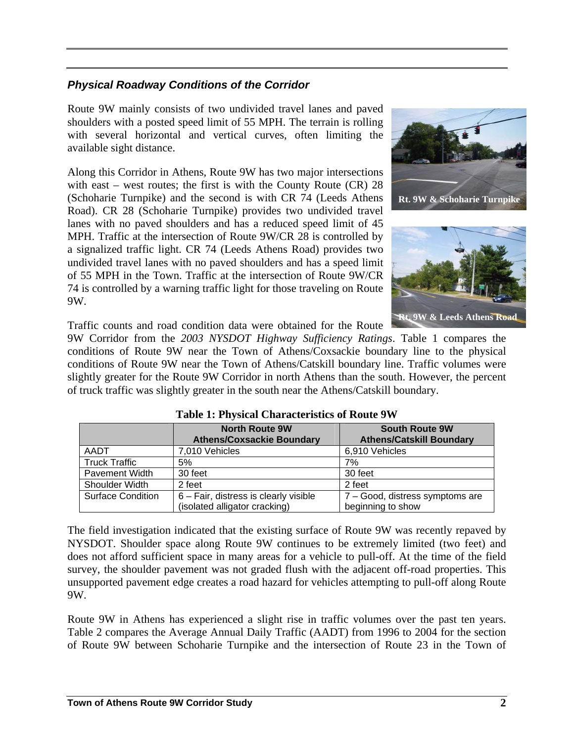### *Physical Roadway Conditions of the Corridor*

Route 9W mainly consists of two undivided travel lanes and paved shoulders with a posted speed limit of 55 MPH. The terrain is rolling with several horizontal and vertical curves, often limiting the available sight distance.

Along this Corridor in Athens, Route 9W has two major intersections with east – west routes; the first is with the County Route (CR) 28 (Schoharie Turnpike) and the second is with CR 74 (Leeds Athens Road). CR 28 (Schoharie Turnpike) provides two undivided travel lanes with no paved shoulders and has a reduced speed limit of 45 MPH. Traffic at the intersection of Route 9W/CR 28 is controlled by a signalized traffic light. CR 74 (Leeds Athens Road) provides two undivided travel lanes with no paved shoulders and has a speed limit of 55 MPH in the Town. Traffic at the intersection of Route 9W/CR 74 is controlled by a warning traffic light for those traveling on Route 9W.

Rt. 9W & Schoharie Turnpike

Rt. 9W & Leeds Athens Road

Traffic counts and road condition data were obtained for the Route 9W Corridor from the *2003 NYSDOT Highway Sufficiency Ratings*. Table 1 compares the conditions of Route 9W near the Town of Athens/Coxsackie boundary line to the physical conditions of Route 9W near the Town of Athens/Catskill boundary line. Traffic volumes were slightly greater for the Route 9W Corridor in north Athens than the south. However, the percent of truck traffic was slightly greater in the south near the Athens/Catskill boundary.

**Table 1: Physical Characteristics of Route 9W**

| | North Route 9W Athens/Coxsackie Boundary | South Route 9W Athens/Catskill Boundary |
|---|---|---|
| AADT | 7,010 Vehicles | 6,910 Vehicles |
| Truck Traffic | 5% | 7% |
| Pavement Width | 30 feet | 30 feet |
| Shoulder Width | 2 feet | 2 feet |
| Surface Condition | 6 – Fair, distress is clearly visible (isolated alligator cracking) | 7 – Good, distress symptoms are beginning to show |

The field investigation indicated that the existing surface of Route 9W was recently repaved by NYSDOT. Shoulder space along Route 9W continues to be extremely limited (two feet) and does not afford sufficient space in many areas for a vehicle to pull-off. At the time of the field survey, the shoulder pavement was not graded flush with the adjacent off-road properties. This unsupported pavement edge creates a road hazard for vehicles attempting to pull-off along Route 9W.

Route 9W in Athens has experienced a slight rise in traffic volumes over the past ten years. Table 2 compares the Average Annual Daily Traffic (AADT) from 1996 to 2004 for the section of Route 9W between Schoharie Turnpike and the intersection of Route 23 in the Town of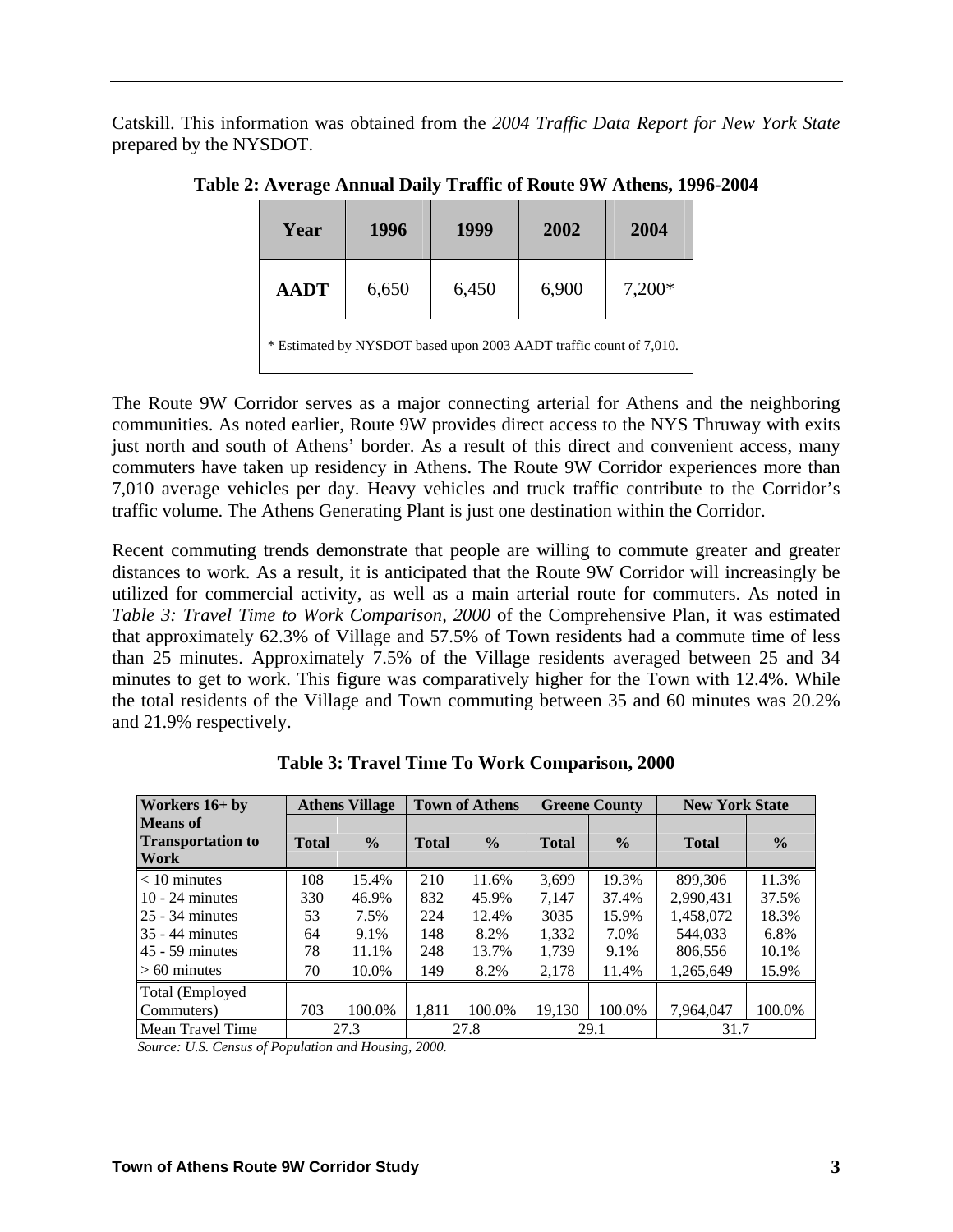Catskill. This information was obtained from the *2004 Traffic Data Report for New York State* prepared by the NYSDOT.

**Table 2: Average Annual Daily Traffic of Route 9W Athens, 1996-2004**

| Year | 1996 | 1999 | 2002 | 2004 |
|---|---|---|---|---|
| **AADT** | 6,650 | 6,450 | 6,900 | 7,200* |

\* Estimated by NYSDOT based upon 2003 AADT traffic count of 7,010.

The Route 9W Corridor serves as a major connecting arterial for Athens and the neighboring communities. As noted earlier, Route 9W provides direct access to the NYS Thruway with exits just north and south of Athens' border. As a result of this direct and convenient access, many commuters have taken up residency in Athens. The Route 9W Corridor experiences more than 7,010 average vehicles per day. Heavy vehicles and truck traffic contribute to the Corridor's traffic volume. The Athens Generating Plant is just one destination within the Corridor.

Recent commuting trends demonstrate that people are willing to commute greater and greater distances to work. As a result, it is anticipated that the Route 9W Corridor will increasingly be utilized for commercial activity, as well as a main arterial route for commuters. As noted in *Table 3: Travel Time to Work Comparison, 2000* of the Comprehensive Plan, it was estimated that approximately 62.3% of Village and 57.5% of Town residents had a commute time of less than 25 minutes. Approximately 7.5% of the Village residents averaged between 25 and 34 minutes to get to work. This figure was comparatively higher for the Town with 12.4%. While the total residents of the Village and Town commuting between 35 and 60 minutes was 20.2% and 21.9% respectively.

**Table 3: Travel Time To Work Comparison, 2000**

| Workers 16+ by Means of Transportation to Work | Athens Village | | Town of Athens | | Greene County | | New York State | |
|---|---|---|---|---|---|---|---|---|
| | **Total** | **%** | **Total** | **%** | **Total** | **%** | **Total** | **%** |
| < 10 minutes | 108 | 15.4% | 210 | 11.6% | 3,699 | 19.3% | 899,306 | 11.3% |
| 10 - 24 minutes | 330 | 46.9% | 832 | 45.9% | 7,147 | 37.4% | 2,990,431 | 37.5% |
| 25 - 34 minutes | 53 | 7.5% | 224 | 12.4% | 3035 | 15.9% | 1,458,072 | 18.3% |
| 35 - 44 minutes | 64 | 9.1% | 148 | 8.2% | 1,332 | 7.0% | 544,033 | 6.8% |
| 45 - 59 minutes | 78 | 11.1% | 248 | 13.7% | 1,739 | 9.1% | 806,556 | 10.1% |
| > 60 minutes | 70 | 10.0% | 149 | 8.2% | 2,178 | 11.4% | 1,265,649 | 15.9% |
| Total (Employed Commuters) | 703 | 100.0% | 1,811 | 100.0% | 19,130 | 100.0% | 7,964,047 | 100.0% |
| Mean Travel Time | 27.3 | | 27.8 | | 29.1 | | 31.7 | |

*Source: U.S. Census of Population and Housing, 2000.*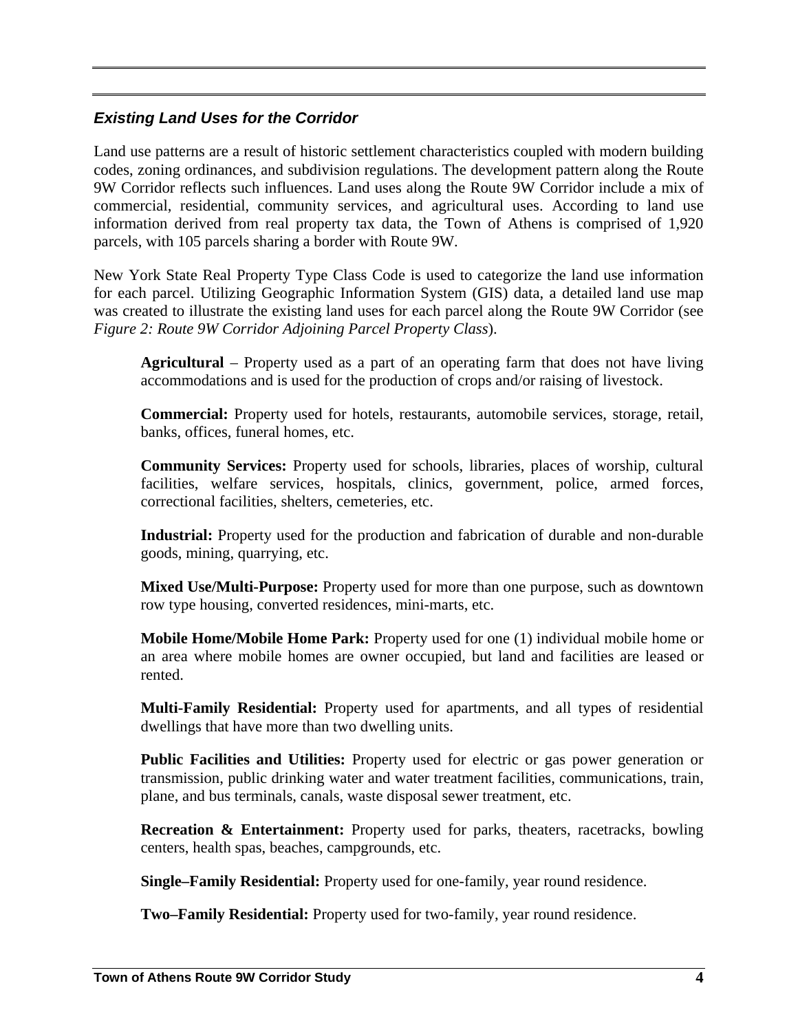### *Existing Land Uses for the Corridor*

Land use patterns are a result of historic settlement characteristics coupled with modern building codes, zoning ordinances, and subdivision regulations. The development pattern along the Route 9W Corridor reflects such influences. Land uses along the Route 9W Corridor include a mix of commercial, residential, community services, and agricultural uses. According to land use information derived from real property tax data, the Town of Athens is comprised of 1,920 parcels, with 105 parcels sharing a border with Route 9W.

New York State Real Property Type Class Code is used to categorize the land use information for each parcel. Utilizing Geographic Information System (GIS) data, a detailed land use map was created to illustrate the existing land uses for each parcel along the Route 9W Corridor (see *Figure 2: Route 9W Corridor Adjoining Parcel Property Class*).

> **Agricultural** – Property used as a part of an operating farm that does not have living accommodations and is used for the production of crops and/or raising of livestock.
>
> **Commercial:** Property used for hotels, restaurants, automobile services, storage, retail, banks, offices, funeral homes, etc.
>
> **Community Services:** Property used for schools, libraries, places of worship, cultural facilities, welfare services, hospitals, clinics, government, police, armed forces, correctional facilities, shelters, cemeteries, etc.
>
> **Industrial:** Property used for the production and fabrication of durable and non-durable goods, mining, quarrying, etc.
>
> **Mixed Use/Multi-Purpose:** Property used for more than one purpose, such as downtown row type housing, converted residences, mini-marts, etc.
>
> **Mobile Home/Mobile Home Park:** Property used for one (1) individual mobile home or an area where mobile homes are owner occupied, but land and facilities are leased or rented.
>
> **Multi-Family Residential:** Property used for apartments, and all types of residential dwellings that have more than two dwelling units.
>
> **Public Facilities and Utilities:** Property used for electric or gas power generation or transmission, public drinking water and water treatment facilities, communications, train, plane, and bus terminals, canals, waste disposal sewer treatment, etc.
>
> **Recreation & Entertainment:** Property used for parks, theaters, racetracks, bowling centers, health spas, beaches, campgrounds, etc.
>
> **Single–Family Residential:** Property used for one-family, year round residence.
>
> **Two–Family Residential:** Property used for two-family, year round residence.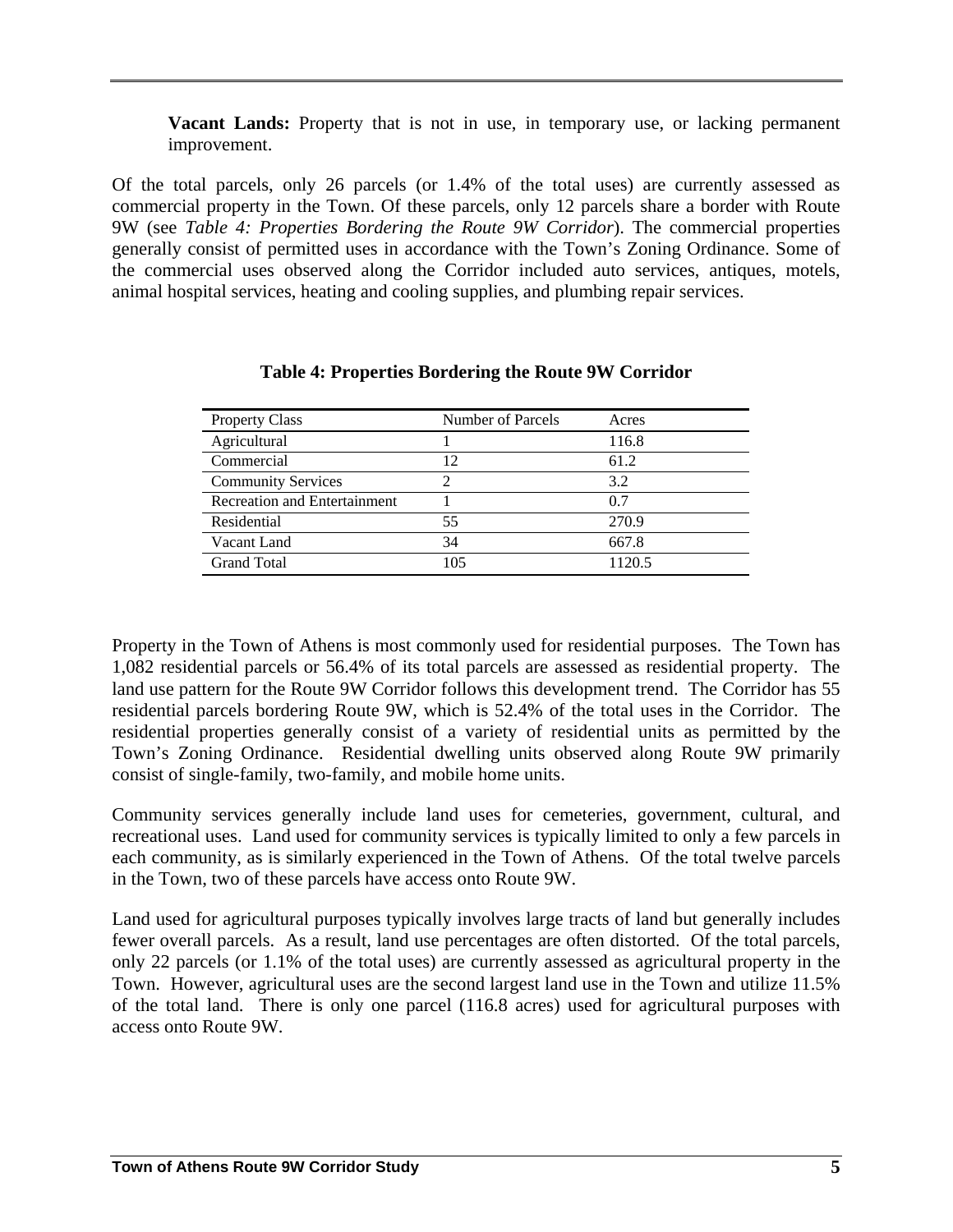**Vacant Lands:** Property that is not in use, in temporary use, or lacking permanent improvement.

Of the total parcels, only 26 parcels (or 1.4% of the total uses) are currently assessed as commercial property in the Town. Of these parcels, only 12 parcels share a border with Route 9W (see *Table 4: Properties Bordering the Route 9W Corridor*). The commercial properties generally consist of permitted uses in accordance with the Town's Zoning Ordinance. Some of the commercial uses observed along the Corridor included auto services, antiques, motels, animal hospital services, heating and cooling supplies, and plumbing repair services.

**Table 4: Properties Bordering the Route 9W Corridor**

| Property Class | Number of Parcels | Acres |
|---|---|---|
| Agricultural | 1 | 116.8 |
| Commercial | 12 | 61.2 |
| Community Services | 2 | 3.2 |
| Recreation and Entertainment | 1 | 0.7 |
| Residential | 55 | 270.9 |
| Vacant Land | 34 | 667.8 |
| Grand Total | 105 | 1120.5 |

Property in the Town of Athens is most commonly used for residential purposes. The Town has 1,082 residential parcels or 56.4% of its total parcels are assessed as residential property. The land use pattern for the Route 9W Corridor follows this development trend. The Corridor has 55 residential parcels bordering Route 9W, which is 52.4% of the total uses in the Corridor. The residential properties generally consist of a variety of residential units as permitted by the Town's Zoning Ordinance. Residential dwelling units observed along Route 9W primarily consist of single-family, two-family, and mobile home units.

Community services generally include land uses for cemeteries, government, cultural, and recreational uses. Land used for community services is typically limited to only a few parcels in each community, as is similarly experienced in the Town of Athens. Of the total twelve parcels in the Town, two of these parcels have access onto Route 9W.

Land used for agricultural purposes typically involves large tracts of land but generally includes fewer overall parcels. As a result, land use percentages are often distorted. Of the total parcels, only 22 parcels (or 1.1% of the total uses) are currently assessed as agricultural property in the Town. However, agricultural uses are the second largest land use in the Town and utilize 11.5% of the total land. There is only one parcel (116.8 acres) used for agricultural purposes with access onto Route 9W.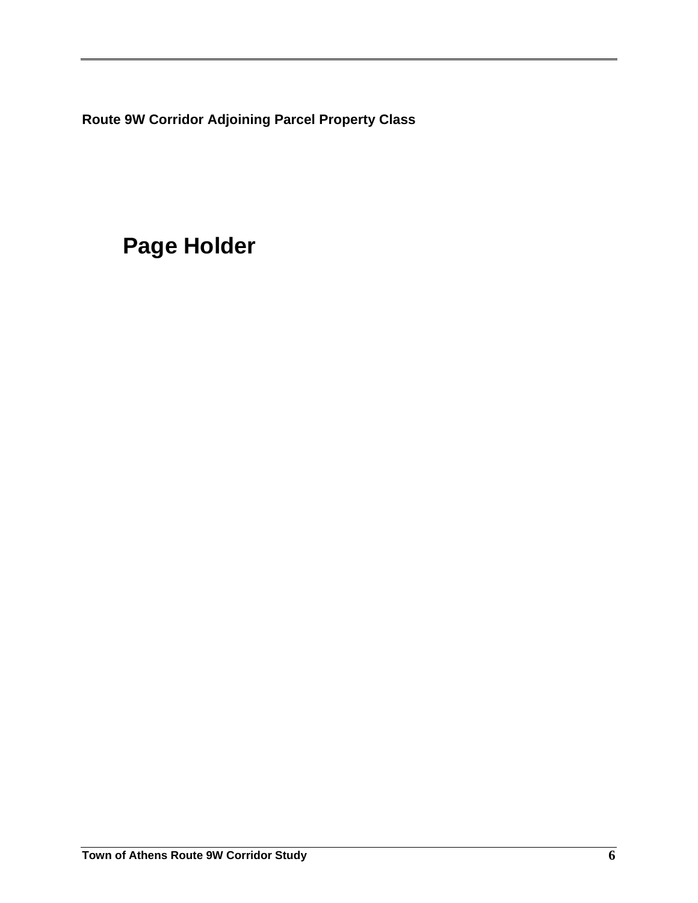**Route 9W Corridor Adjoining Parcel Property Class**

# Page Holder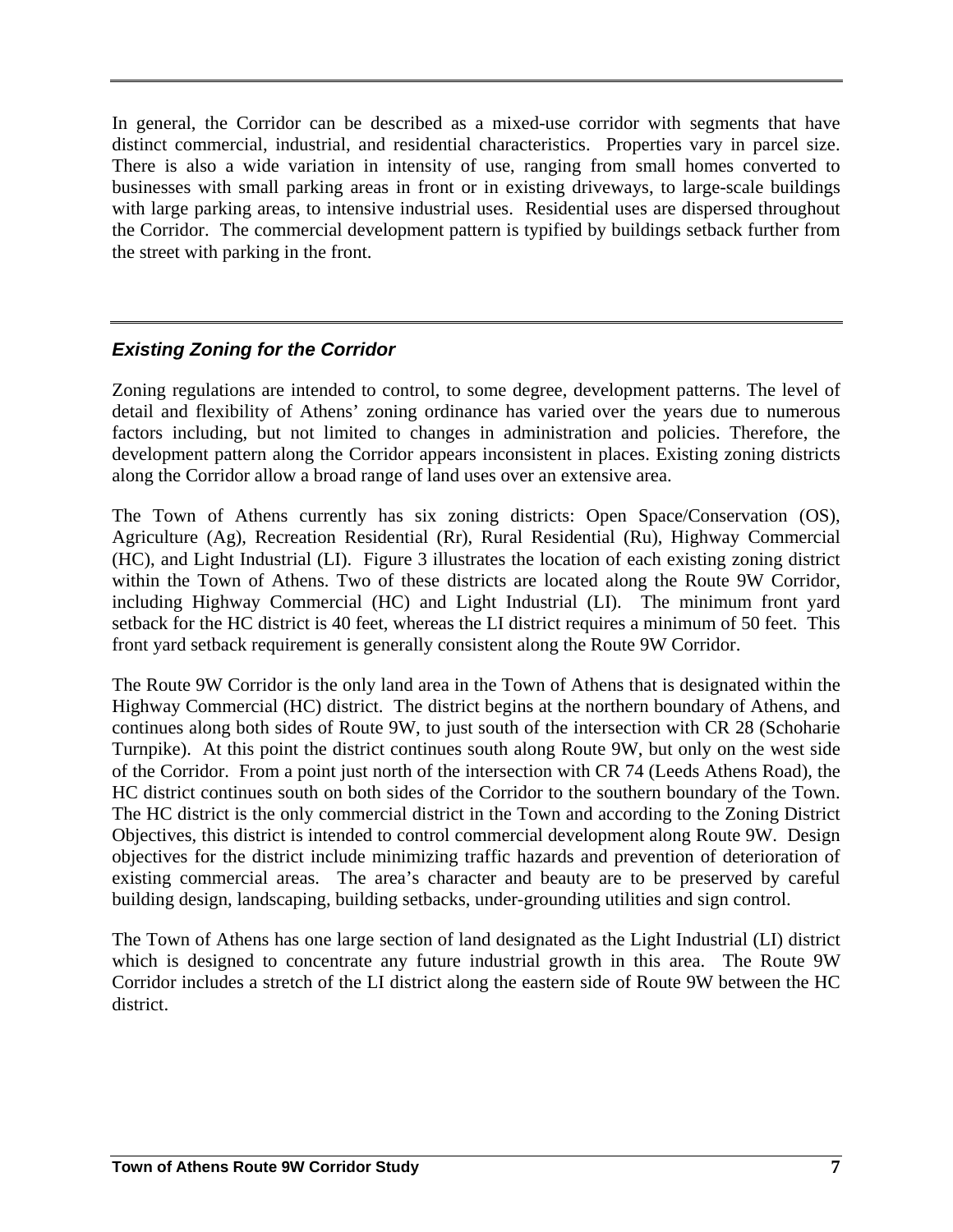In general, the Corridor can be described as a mixed-use corridor with segments that have distinct commercial, industrial, and residential characteristics. Properties vary in parcel size. There is also a wide variation in intensity of use, ranging from small homes converted to businesses with small parking areas in front or in existing driveways, to large-scale buildings with large parking areas, to intensive industrial uses. Residential uses are dispersed throughout the Corridor. The commercial development pattern is typified by buildings setback further from the street with parking in the front.

### *Existing Zoning for the Corridor*

Zoning regulations are intended to control, to some degree, development patterns. The level of detail and flexibility of Athens' zoning ordinance has varied over the years due to numerous factors including, but not limited to changes in administration and policies. Therefore, the development pattern along the Corridor appears inconsistent in places. Existing zoning districts along the Corridor allow a broad range of land uses over an extensive area.

The Town of Athens currently has six zoning districts: Open Space/Conservation (OS), Agriculture (Ag), Recreation Residential (Rr), Rural Residential (Ru), Highway Commercial (HC), and Light Industrial (LI). Figure 3 illustrates the location of each existing zoning district within the Town of Athens. Two of these districts are located along the Route 9W Corridor, including Highway Commercial (HC) and Light Industrial (LI). The minimum front yard setback for the HC district is 40 feet, whereas the LI district requires a minimum of 50 feet. This front yard setback requirement is generally consistent along the Route 9W Corridor.

The Route 9W Corridor is the only land area in the Town of Athens that is designated within the Highway Commercial (HC) district. The district begins at the northern boundary of Athens, and continues along both sides of Route 9W, to just south of the intersection with CR 28 (Schoharie Turnpike). At this point the district continues south along Route 9W, but only on the west side of the Corridor. From a point just north of the intersection with CR 74 (Leeds Athens Road), the HC district continues south on both sides of the Corridor to the southern boundary of the Town. The HC district is the only commercial district in the Town and according to the Zoning District Objectives, this district is intended to control commercial development along Route 9W. Design objectives for the district include minimizing traffic hazards and prevention of deterioration of existing commercial areas. The area's character and beauty are to be preserved by careful building design, landscaping, building setbacks, under-grounding utilities and sign control.

The Town of Athens has one large section of land designated as the Light Industrial (LI) district which is designed to concentrate any future industrial growth in this area. The Route 9W Corridor includes a stretch of the LI district along the eastern side of Route 9W between the HC district.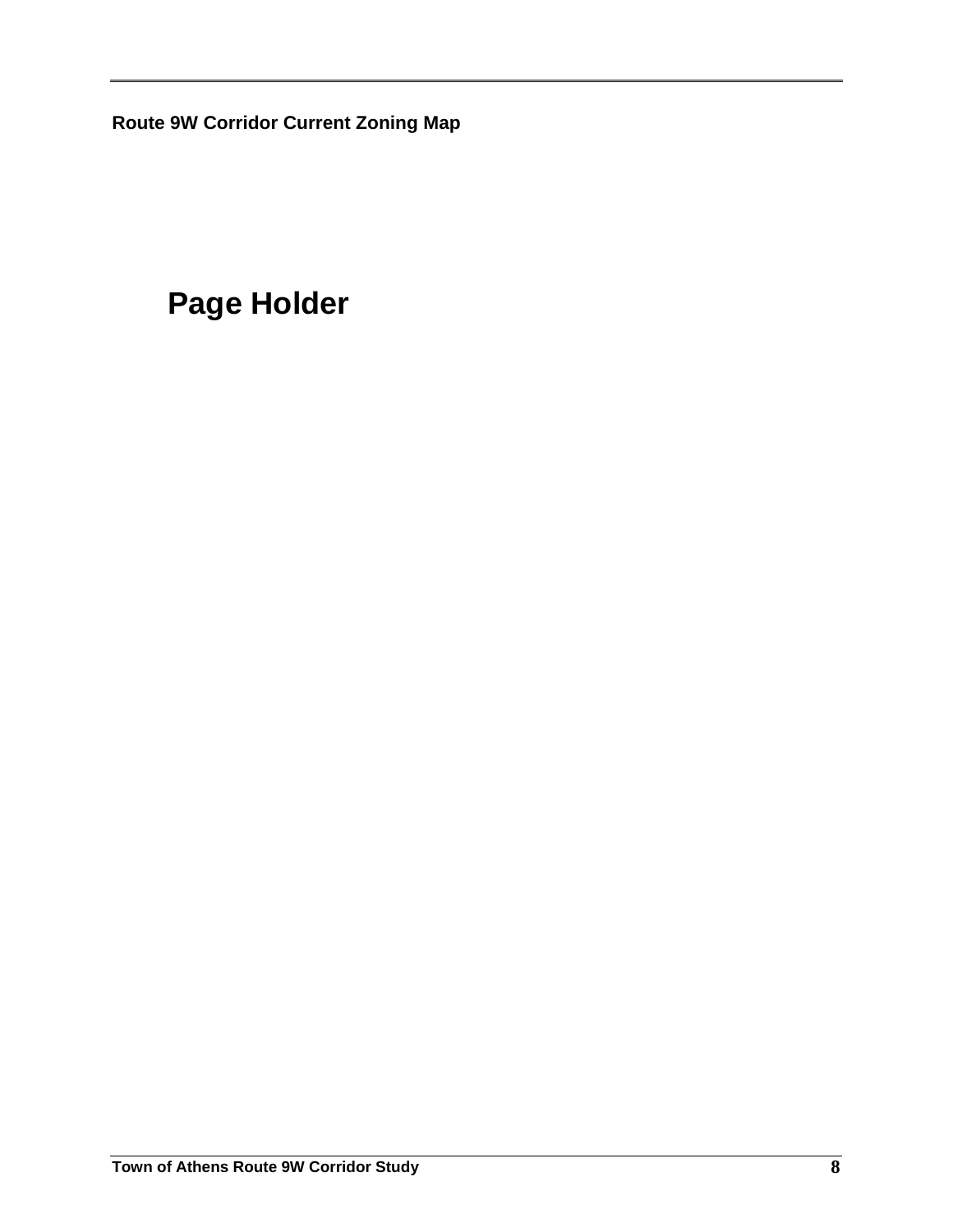**Route 9W Corridor Current Zoning Map**

## Page Holder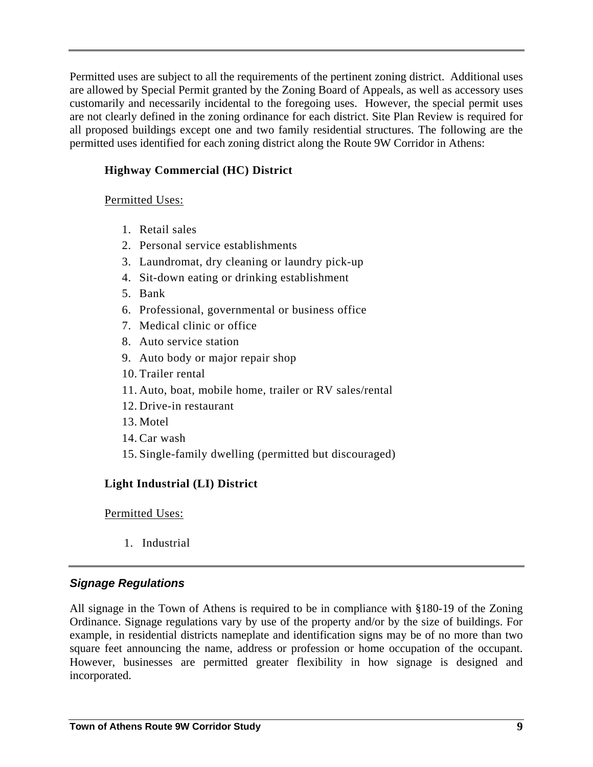Permitted uses are subject to all the requirements of the pertinent zoning district. Additional uses are allowed by Special Permit granted by the Zoning Board of Appeals, as well as accessory uses customarily and necessarily incidental to the foregoing uses. However, the special permit uses are not clearly defined in the zoning ordinance for each district. Site Plan Review is required for all proposed buildings except one and two family residential structures. The following are the permitted uses identified for each zoning district along the Route 9W Corridor in Athens:

**Highway Commercial (HC) District**

Permitted Uses:

1. Retail sales
2. Personal service establishments
3. Laundromat, dry cleaning or laundry pick-up
4. Sit-down eating or drinking establishment
5. Bank
6. Professional, governmental or business office
7. Medical clinic or office
8. Auto service station
9. Auto body or major repair shop
10. Trailer rental
11. Auto, boat, mobile home, trailer or RV sales/rental
12. Drive-in restaurant
13. Motel
14. Car wash
15. Single-family dwelling (permitted but discouraged)

**Light Industrial (LI) District**

Permitted Uses:

1. Industrial

### *Signage Regulations*

All signage in the Town of Athens is required to be in compliance with §180-19 of the Zoning Ordinance. Signage regulations vary by use of the property and/or by the size of buildings. For example, in residential districts nameplate and identification signs may be of no more than two square feet announcing the name, address or profession or home occupation of the occupant. However, businesses are permitted greater flexibility in how signage is designed and incorporated.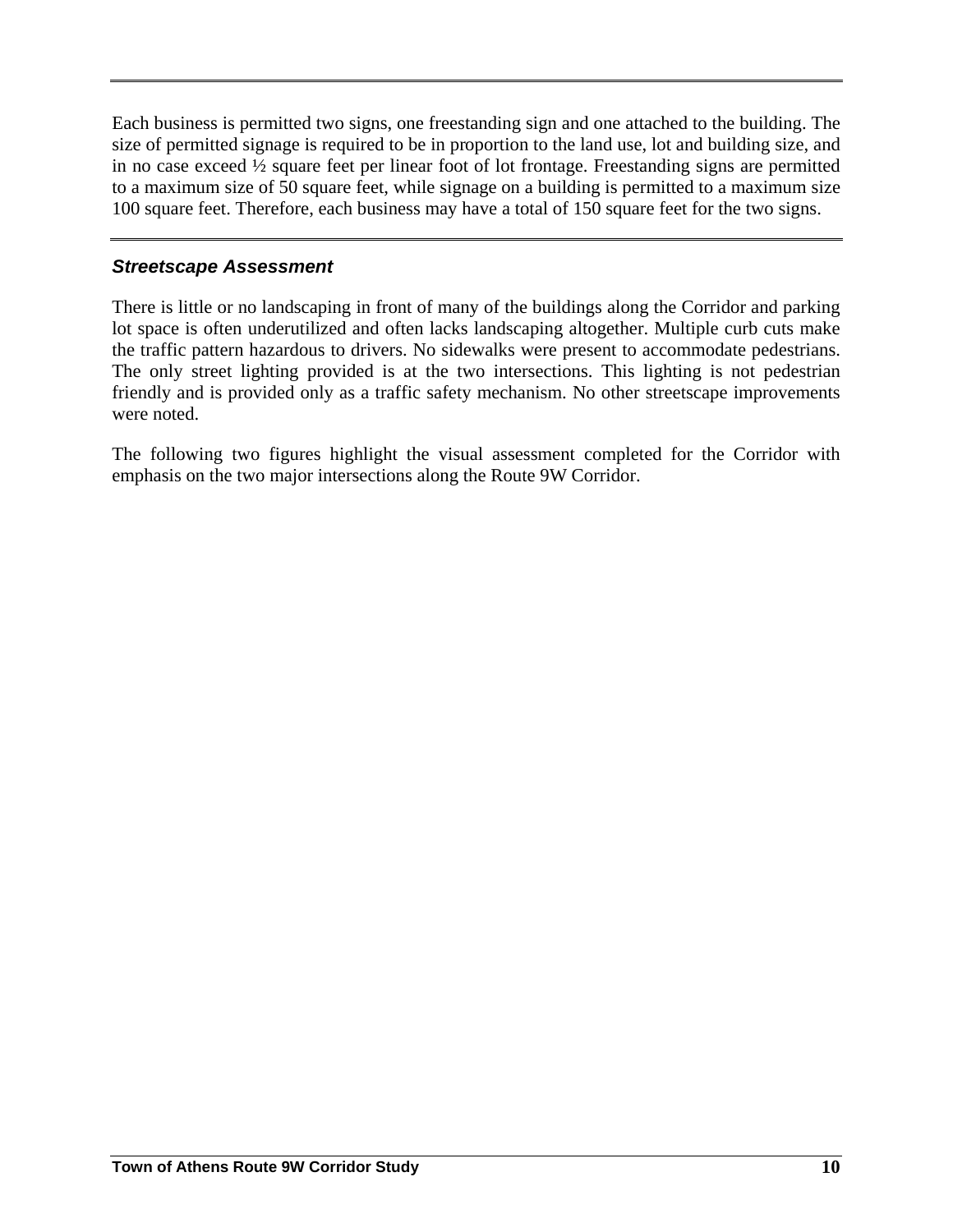Each business is permitted two signs, one freestanding sign and one attached to the building. The size of permitted signage is required to be in proportion to the land use, lot and building size, and in no case exceed ½ square feet per linear foot of lot frontage. Freestanding signs are permitted to a maximum size of 50 square feet, while signage on a building is permitted to a maximum size 100 square feet. Therefore, each business may have a total of 150 square feet for the two signs.

### *Streetscape Assessment*

There is little or no landscaping in front of many of the buildings along the Corridor and parking lot space is often underutilized and often lacks landscaping altogether. Multiple curb cuts make the traffic pattern hazardous to drivers. No sidewalks were present to accommodate pedestrians. The only street lighting provided is at the two intersections. This lighting is not pedestrian friendly and is provided only as a traffic safety mechanism. No other streetscape improvements were noted.

The following two figures highlight the visual assessment completed for the Corridor with emphasis on the two major intersections along the Route 9W Corridor.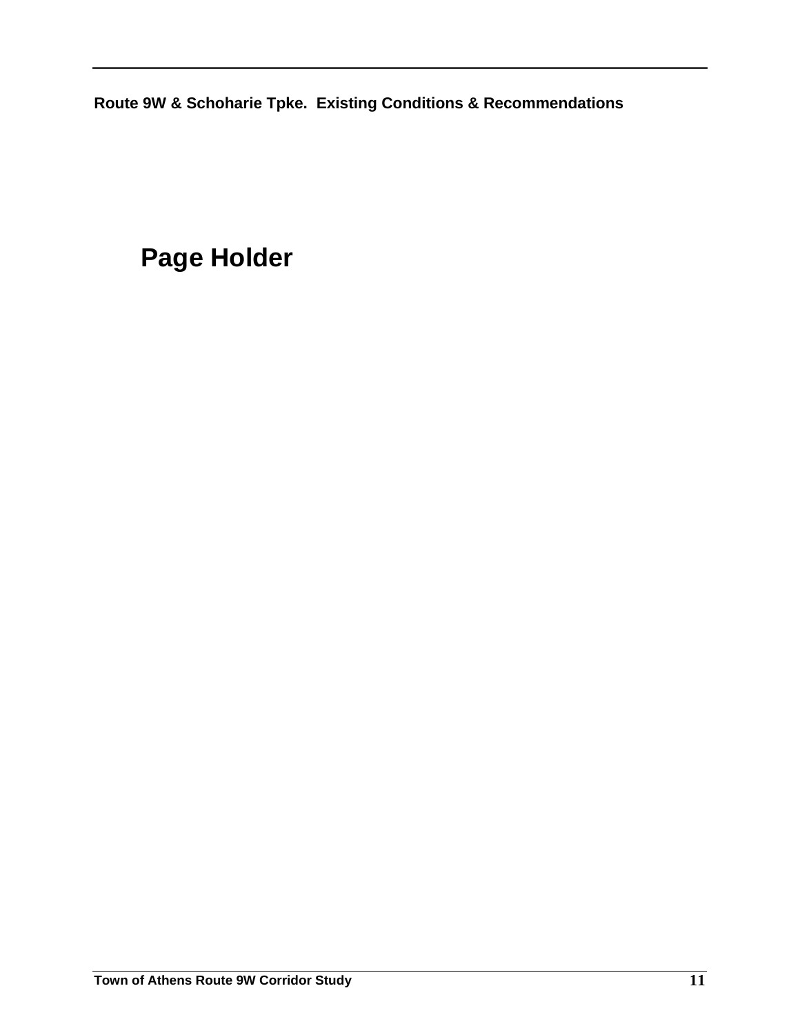Route 9W & Schoharie Tpke.  Existing Conditions & Recommendations

# Page Holder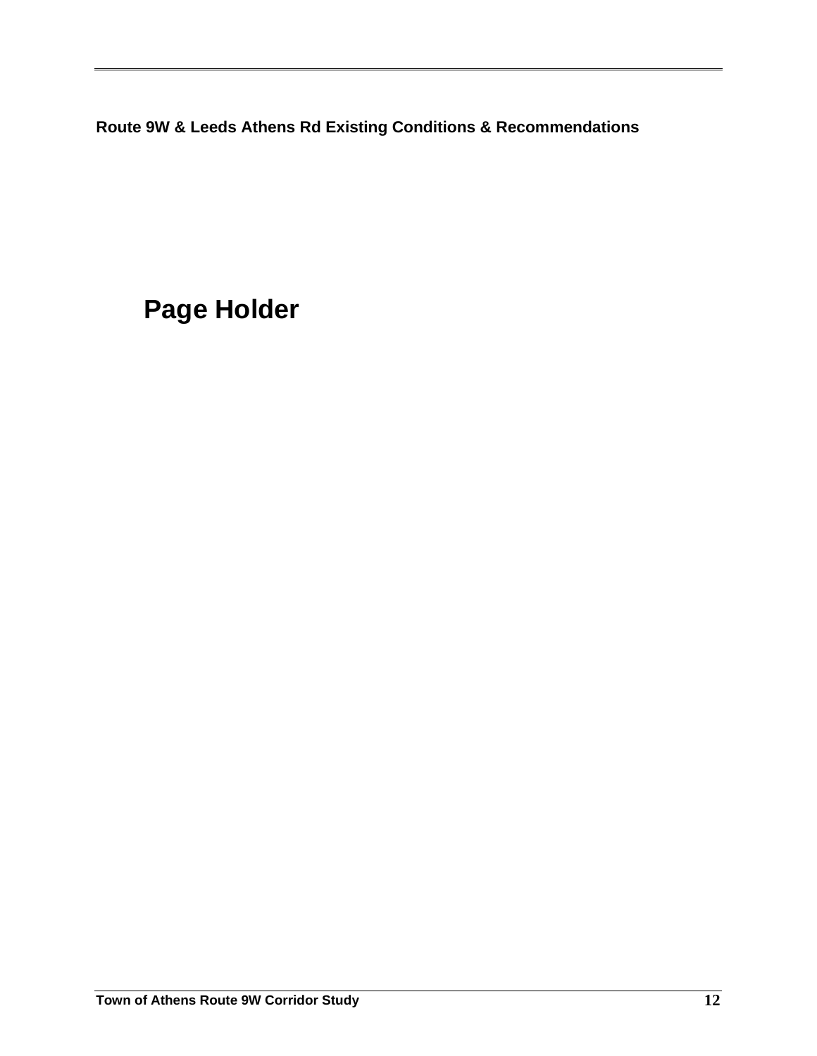**Route 9W & Leeds Athens Rd Existing Conditions & Recommendations**

# Page Holder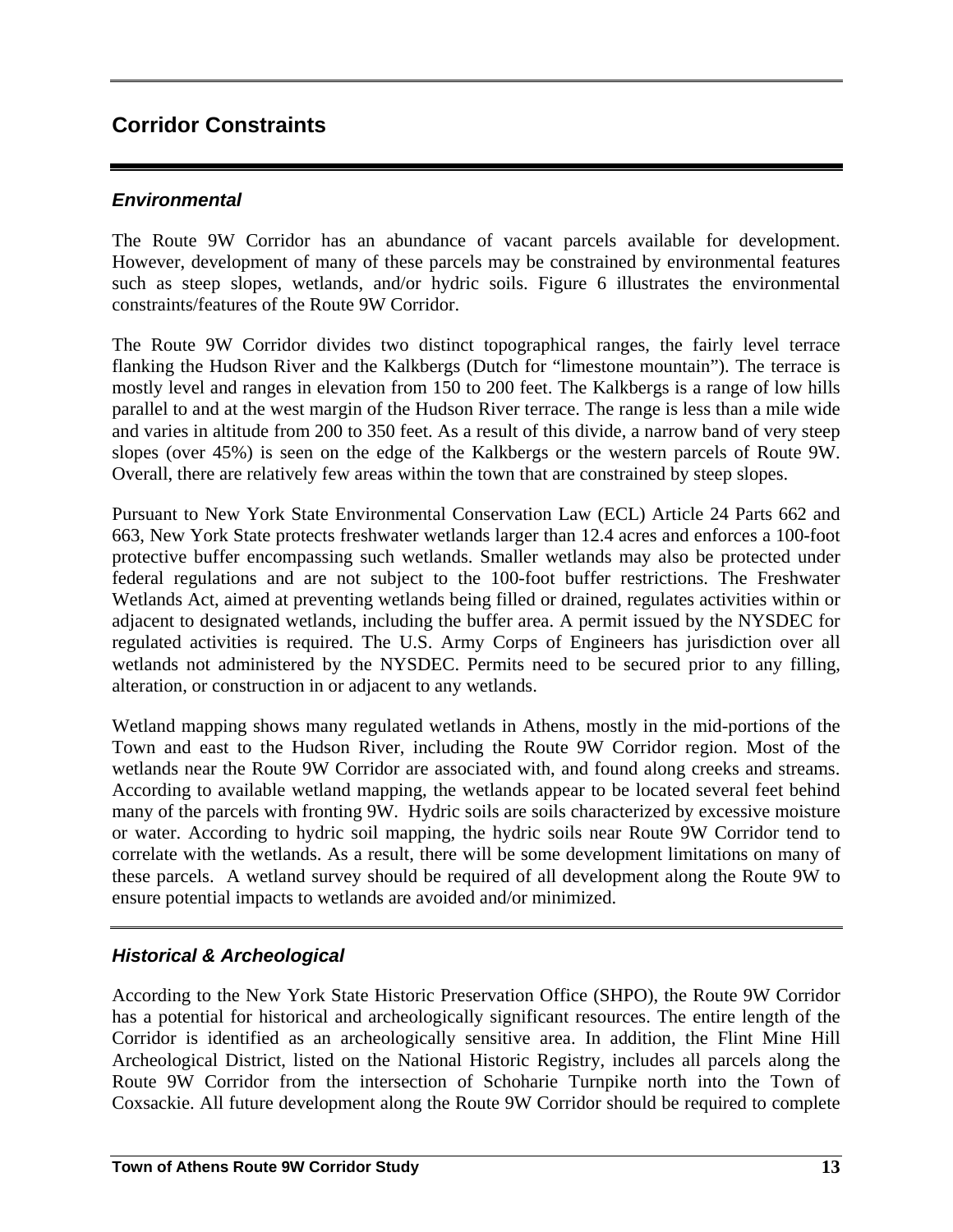## Corridor Constraints

### *Environmental*

The Route 9W Corridor has an abundance of vacant parcels available for development. However, development of many of these parcels may be constrained by environmental features such as steep slopes, wetlands, and/or hydric soils. Figure 6 illustrates the environmental constraints/features of the Route 9W Corridor.

The Route 9W Corridor divides two distinct topographical ranges, the fairly level terrace flanking the Hudson River and the Kalkbergs (Dutch for "limestone mountain"). The terrace is mostly level and ranges in elevation from 150 to 200 feet. The Kalkbergs is a range of low hills parallel to and at the west margin of the Hudson River terrace. The range is less than a mile wide and varies in altitude from 200 to 350 feet. As a result of this divide, a narrow band of very steep slopes (over 45%) is seen on the edge of the Kalkbergs or the western parcels of Route 9W. Overall, there are relatively few areas within the town that are constrained by steep slopes.

Pursuant to New York State Environmental Conservation Law (ECL) Article 24 Parts 662 and 663, New York State protects freshwater wetlands larger than 12.4 acres and enforces a 100-foot protective buffer encompassing such wetlands. Smaller wetlands may also be protected under federal regulations and are not subject to the 100-foot buffer restrictions. The Freshwater Wetlands Act, aimed at preventing wetlands being filled or drained, regulates activities within or adjacent to designated wetlands, including the buffer area. A permit issued by the NYSDEC for regulated activities is required. The U.S. Army Corps of Engineers has jurisdiction over all wetlands not administered by the NYSDEC. Permits need to be secured prior to any filling, alteration, or construction in or adjacent to any wetlands.

Wetland mapping shows many regulated wetlands in Athens, mostly in the mid-portions of the Town and east to the Hudson River, including the Route 9W Corridor region. Most of the wetlands near the Route 9W Corridor are associated with, and found along creeks and streams. According to available wetland mapping, the wetlands appear to be located several feet behind many of the parcels with fronting 9W. Hydric soils are soils characterized by excessive moisture or water. According to hydric soil mapping, the hydric soils near Route 9W Corridor tend to correlate with the wetlands. As a result, there will be some development limitations on many of these parcels. A wetland survey should be required of all development along the Route 9W to ensure potential impacts to wetlands are avoided and/or minimized.

### *Historical & Archeological*

According to the New York State Historic Preservation Office (SHPO), the Route 9W Corridor has a potential for historical and archeologically significant resources. The entire length of the Corridor is identified as an archeologically sensitive area. In addition, the Flint Mine Hill Archeological District, listed on the National Historic Registry, includes all parcels along the Route 9W Corridor from the intersection of Schoharie Turnpike north into the Town of Coxsackie. All future development along the Route 9W Corridor should be required to complete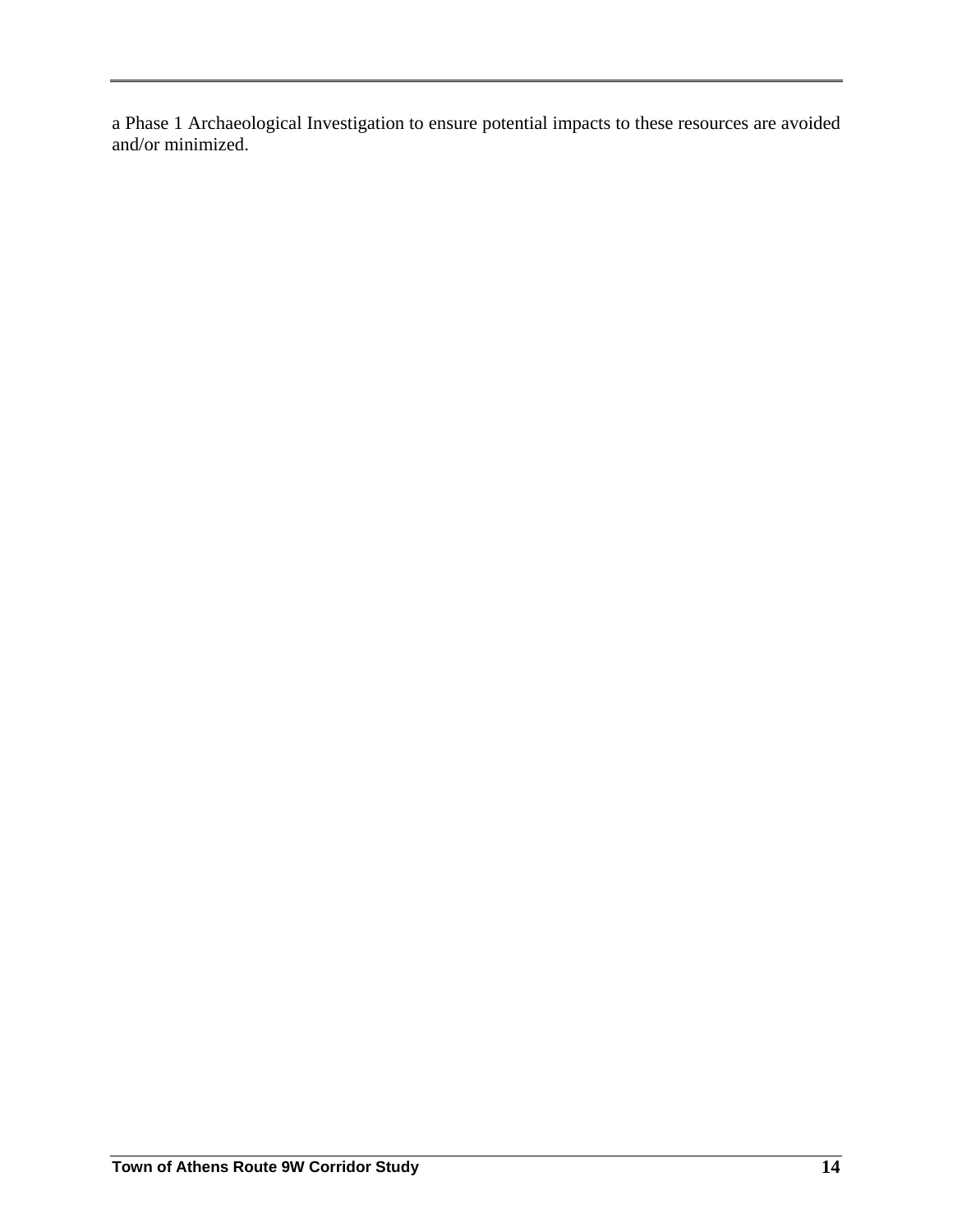a Phase 1 Archaeological Investigation to ensure potential impacts to these resources are avoided and/or minimized.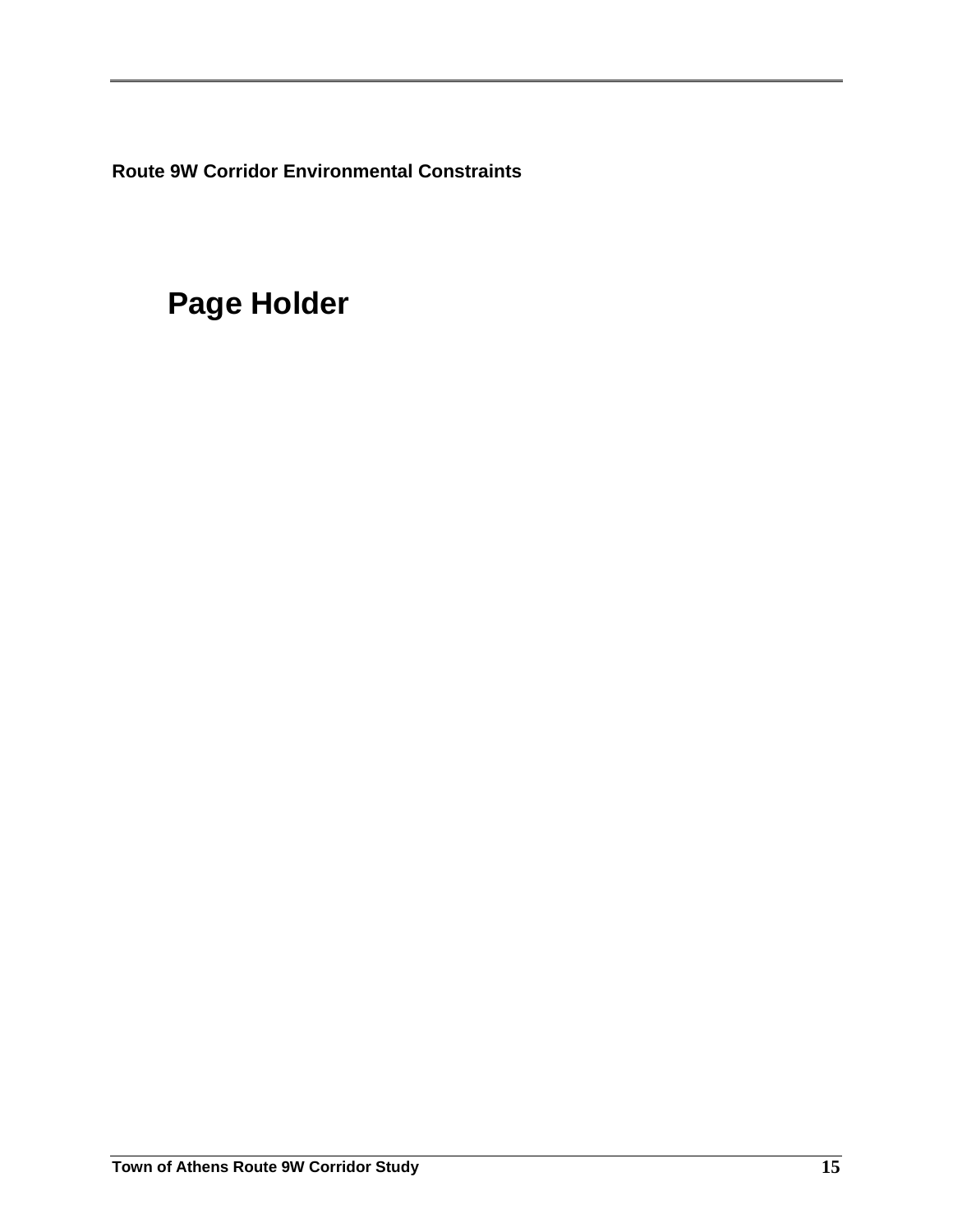**Route 9W Corridor Environmental Constraints**

# Page Holder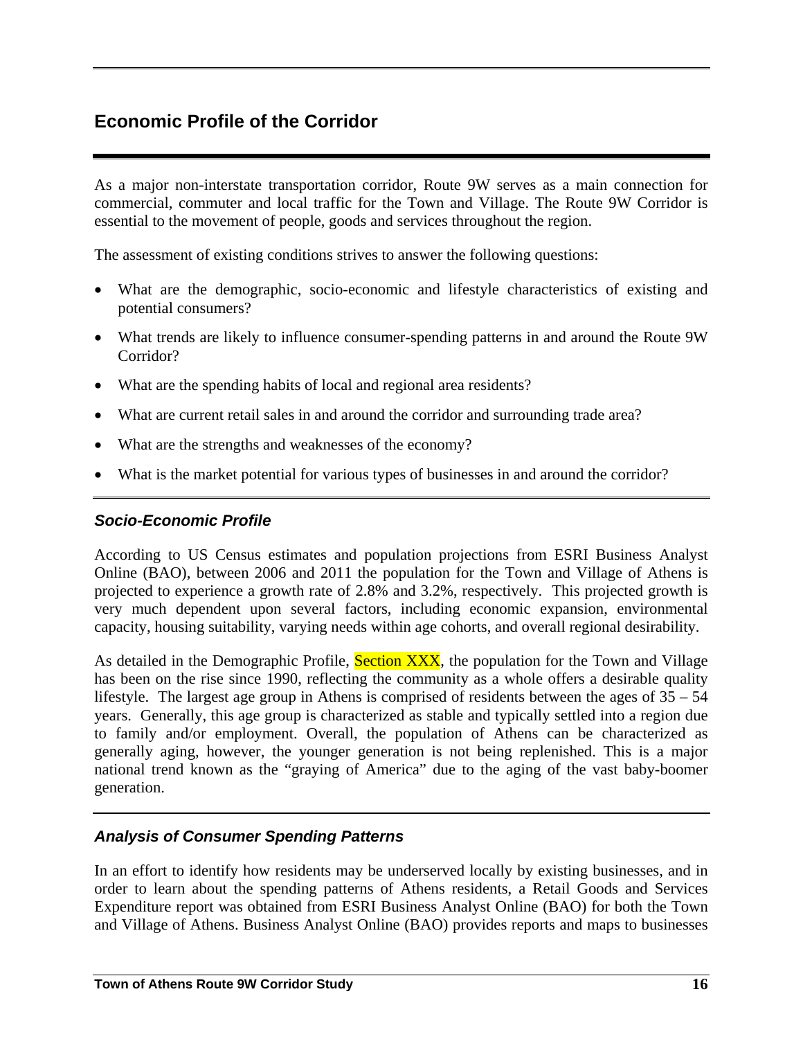## Economic Profile of the Corridor

As a major non-interstate transportation corridor, Route 9W serves as a main connection for commercial, commuter and local traffic for the Town and Village. The Route 9W Corridor is essential to the movement of people, goods and services throughout the region.

The assessment of existing conditions strives to answer the following questions:

- What are the demographic, socio-economic and lifestyle characteristics of existing and potential consumers?
- What trends are likely to influence consumer-spending patterns in and around the Route 9W Corridor?
- What are the spending habits of local and regional area residents?
- What are current retail sales in and around the corridor and surrounding trade area?
- What are the strengths and weaknesses of the economy?
- What is the market potential for various types of businesses in and around the corridor?

### *Socio-Economic Profile*

According to US Census estimates and population projections from ESRI Business Analyst Online (BAO), between 2006 and 2011 the population for the Town and Village of Athens is projected to experience a growth rate of 2.8% and 3.2%, respectively. This projected growth is very much dependent upon several factors, including economic expansion, environmental capacity, housing suitability, varying needs within age cohorts, and overall regional desirability.

As detailed in the Demographic Profile, Section XXX, the population for the Town and Village has been on the rise since 1990, reflecting the community as a whole offers a desirable quality lifestyle. The largest age group in Athens is comprised of residents between the ages of 35 – 54 years. Generally, this age group is characterized as stable and typically settled into a region due to family and/or employment. Overall, the population of Athens can be characterized as generally aging, however, the younger generation is not being replenished. This is a major national trend known as the "graying of America" due to the aging of the vast baby-boomer generation.

### *Analysis of Consumer Spending Patterns*

In an effort to identify how residents may be underserved locally by existing businesses, and in order to learn about the spending patterns of Athens residents, a Retail Goods and Services Expenditure report was obtained from ESRI Business Analyst Online (BAO) for both the Town and Village of Athens. Business Analyst Online (BAO) provides reports and maps to businesses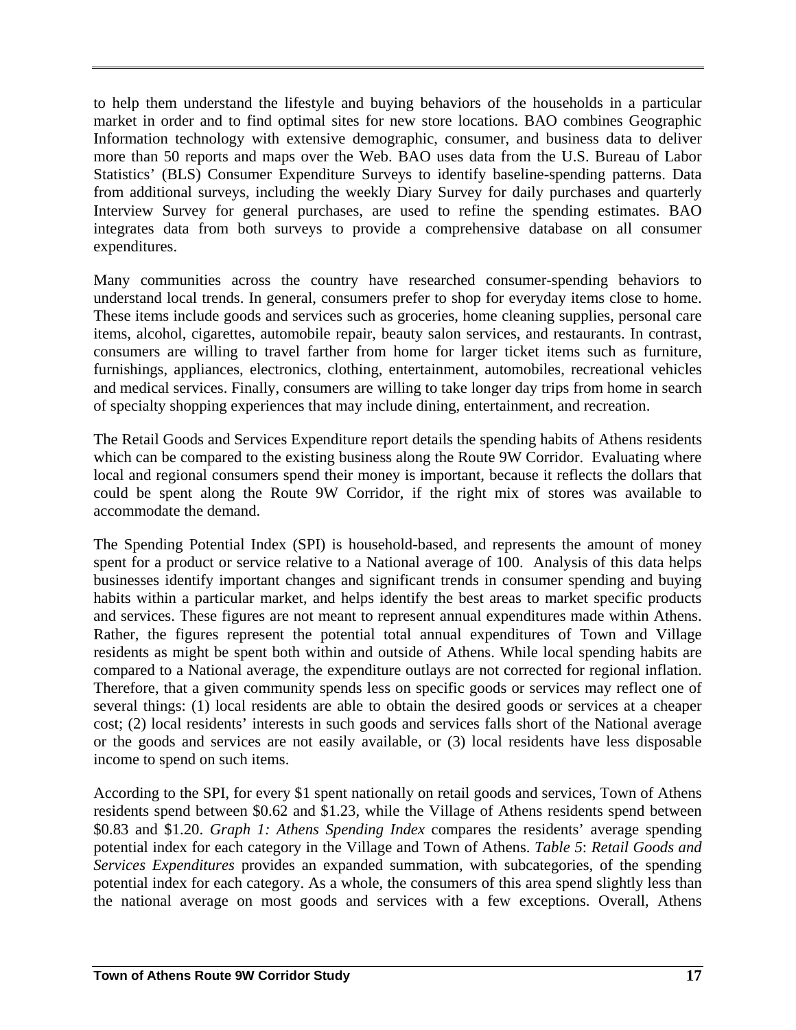to help them understand the lifestyle and buying behaviors of the households in a particular market in order and to find optimal sites for new store locations. BAO combines Geographic Information technology with extensive demographic, consumer, and business data to deliver more than 50 reports and maps over the Web. BAO uses data from the U.S. Bureau of Labor Statistics' (BLS) Consumer Expenditure Surveys to identify baseline-spending patterns. Data from additional surveys, including the weekly Diary Survey for daily purchases and quarterly Interview Survey for general purchases, are used to refine the spending estimates. BAO integrates data from both surveys to provide a comprehensive database on all consumer expenditures.

Many communities across the country have researched consumer-spending behaviors to understand local trends. In general, consumers prefer to shop for everyday items close to home. These items include goods and services such as groceries, home cleaning supplies, personal care items, alcohol, cigarettes, automobile repair, beauty salon services, and restaurants. In contrast, consumers are willing to travel farther from home for larger ticket items such as furniture, furnishings, appliances, electronics, clothing, entertainment, automobiles, recreational vehicles and medical services. Finally, consumers are willing to take longer day trips from home in search of specialty shopping experiences that may include dining, entertainment, and recreation.

The Retail Goods and Services Expenditure report details the spending habits of Athens residents which can be compared to the existing business along the Route 9W Corridor. Evaluating where local and regional consumers spend their money is important, because it reflects the dollars that could be spent along the Route 9W Corridor, if the right mix of stores was available to accommodate the demand.

The Spending Potential Index (SPI) is household-based, and represents the amount of money spent for a product or service relative to a National average of 100. Analysis of this data helps businesses identify important changes and significant trends in consumer spending and buying habits within a particular market, and helps identify the best areas to market specific products and services. These figures are not meant to represent annual expenditures made within Athens. Rather, the figures represent the potential total annual expenditures of Town and Village residents as might be spent both within and outside of Athens. While local spending habits are compared to a National average, the expenditure outlays are not corrected for regional inflation. Therefore, that a given community spends less on specific goods or services may reflect one of several things: (1) local residents are able to obtain the desired goods or services at a cheaper cost; (2) local residents' interests in such goods and services falls short of the National average or the goods and services are not easily available, or (3) local residents have less disposable income to spend on such items.

According to the SPI, for every $1 spent nationally on retail goods and services, Town of Athens residents spend between $0.62 and $1.23, while the Village of Athens residents spend between $0.83 and $1.20. *Graph 1: Athens Spending Index* compares the residents' average spending potential index for each category in the Village and Town of Athens. *Table 5*: *Retail Goods and Services Expenditures* provides an expanded summation, with subcategories, of the spending potential index for each category. As a whole, the consumers of this area spend slightly less than the national average on most goods and services with a few exceptions. Overall, Athens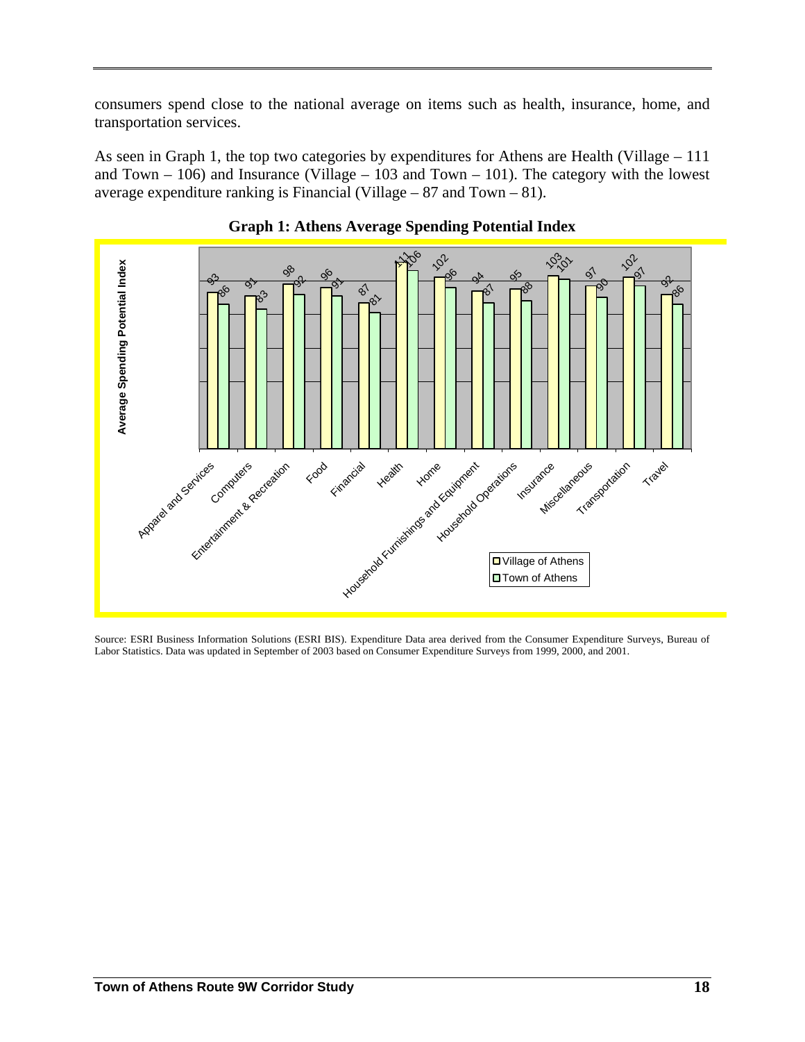consumers spend close to the national average on items such as health, insurance, home, and transportation services.

As seen in Graph 1, the top two categories by expenditures for Athens are Health (Village – 111 and Town – 106) and Insurance (Village – 103 and Town – 101). The category with the lowest average expenditure ranking is Financial (Village – 87 and Town – 81).

**Graph 1: Athens Average Spending Potential Index**

| Category | Village of Athens | Town of Athens |
|---|---|---|
| Apparel and Services | 93 | 86 |
| Computers | 91 | 83 |
| Entertainment & Recreation | 98 | 92 |
| Food | 96 | 91 |
| Financial | 87 | 81 |
| Health | 111 | 106 |
| Home | 102 | 96 |
| Household Furnishings and Equipment | 94 | 87 |
| Household Operations | 95 | 88 |
| Insurance | 103 | 101 |
| Miscellaneous | 97 | 90 |
| Transportation | 102 | 97 |
| Travel | 92 | 86 |

Source: ESRI Business Information Solutions (ESRI BIS). Expenditure Data area derived from the Consumer Expenditure Surveys, Bureau of Labor Statistics. Data was updated in September of 2003 based on Consumer Expenditure Surveys from 1999, 2000, and 2001.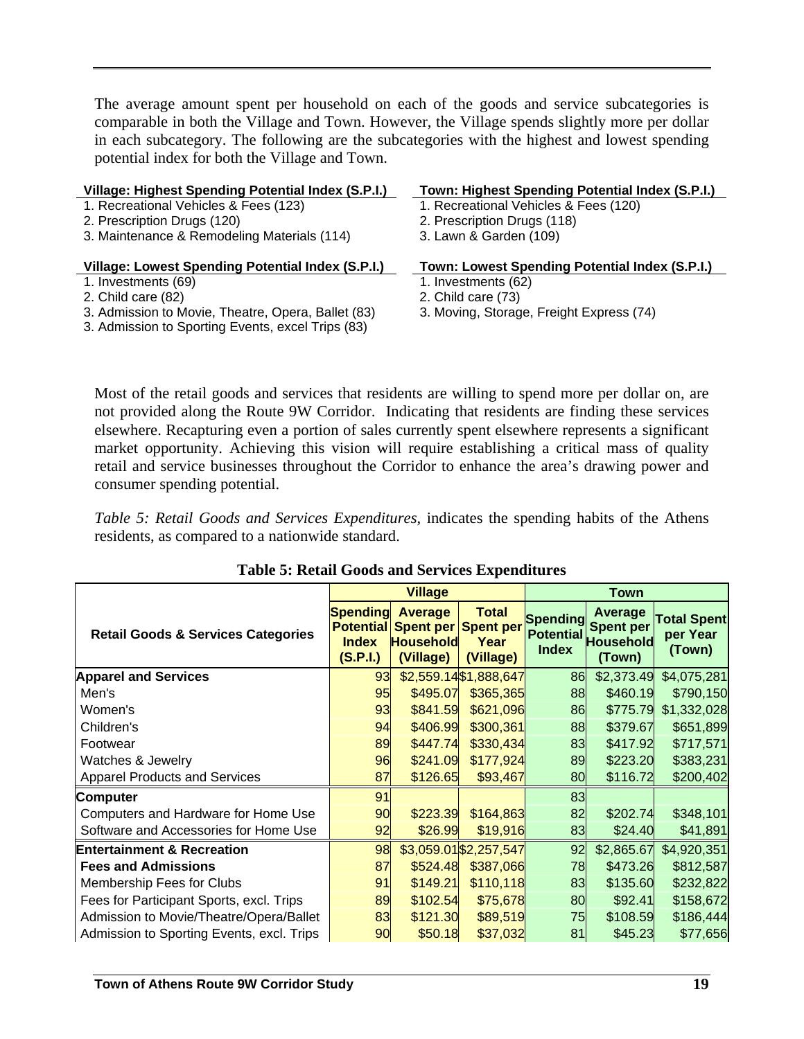The average amount spent per household on each of the goods and service subcategories is comparable in both the Village and Town. However, the Village spends slightly more per dollar in each subcategory. The following are the subcategories with the highest and lowest spending potential index for both the Village and Town.

**Village: Highest Spending Potential Index (S.P.I.)**

1. Recreational Vehicles & Fees (123)
2. Prescription Drugs (120)
3. Maintenance & Remodeling Materials (114)

**Town: Highest Spending Potential Index (S.P.I.)**

1. Recreational Vehicles & Fees (120)
2. Prescription Drugs (118)
3. Lawn & Garden (109)

**Village: Lowest Spending Potential Index (S.P.I.)**

1. Investments (69)
2. Child care (82)
3. Admission to Movie, Theatre, Opera, Ballet (83)
3. Admission to Sporting Events, excel Trips (83)

**Town: Lowest Spending Potential Index (S.P.I.)**

1. Investments (62)
2. Child care (73)
3. Moving, Storage, Freight Express (74)

Most of the retail goods and services that residents are willing to spend more per dollar on, are not provided along the Route 9W Corridor. Indicating that residents are finding these services elsewhere. Recapturing even a portion of sales currently spent elsewhere represents a significant market opportunity. Achieving this vision will require establishing a critical mass of quality retail and service businesses throughout the Corridor to enhance the area's drawing power and consumer spending potential.

*Table 5: Retail Goods and Services Expenditures*, indicates the spending habits of the Athens residents, as compared to a nationwide standard.

**Table 5: Retail Goods and Services Expenditures**

| | Village | | | Town | | |
|---|---|---|---|---|---|---|
| **Retail Goods & Services Categories** | **Spending Potential Index (S.P.I.)** | **Average Spent per Household (Village)** | **Total Spent per Year (Village)** | **Spending Potential Index** | **Average Spent per Household (Town)** | **Total Spent per Year (Town)** |
| **Apparel and Services** | 93 | $2,559.14 | $1,888,647 | 86 | $2,373.49 | $4,075,281 |
| Men's | 95 | $495.07 | $365,365 | 88 | $460.19 | $790,150 |
| Women's | 93 | $841.59 | $621,096 | 86 | $775.79 | $1,332,028 |
| Children's | 94 | $406.99 | $300,361 | 88 | $379.67 | $651,899 |
| Footwear | 89 | $447.74 | $330,434 | 83 | $417.92 | $717,571 |
| Watches & Jewelry | 96 | $241.09 | $177,924 | 89 | $223.20 | $383,231 |
| Apparel Products and Services | 87 | $126.65 | $93,467 | 80 | $116.72 | $200,402 |
| **Computer** | 91 | | | 83 | | |
| Computers and Hardware for Home Use | 90 | $223.39 | $164,863 | 82 | $202.74 | $348,101 |
| Software and Accessories for Home Use | 92 | $26.99 | $19,916 | 83 | $24.40 | $41,891 |
| **Entertainment & Recreation** | 98 | $3,059.01 | $2,257,547 | 92 | $2,865.67 | $4,920,351 |
| **Fees and Admissions** | 87 | $524.48 | $387,066 | 78 | $473.26 | $812,587 |
| Membership Fees for Clubs | 91 | $149.21 | $110,118 | 83 | $135.60 | $232,822 |
| Fees for Participant Sports, excl. Trips | 89 | $102.54 | $75,678 | 80 | $92.41 | $158,672 |
| Admission to Movie/Theatre/Opera/Ballet | 83 | $121.30 | $89,519 | 75 | $108.59 | $186,444 |
| Admission to Sporting Events, excl. Trips | 90 | $50.18 | $37,032 | 81 | $45.23 | $77,656 |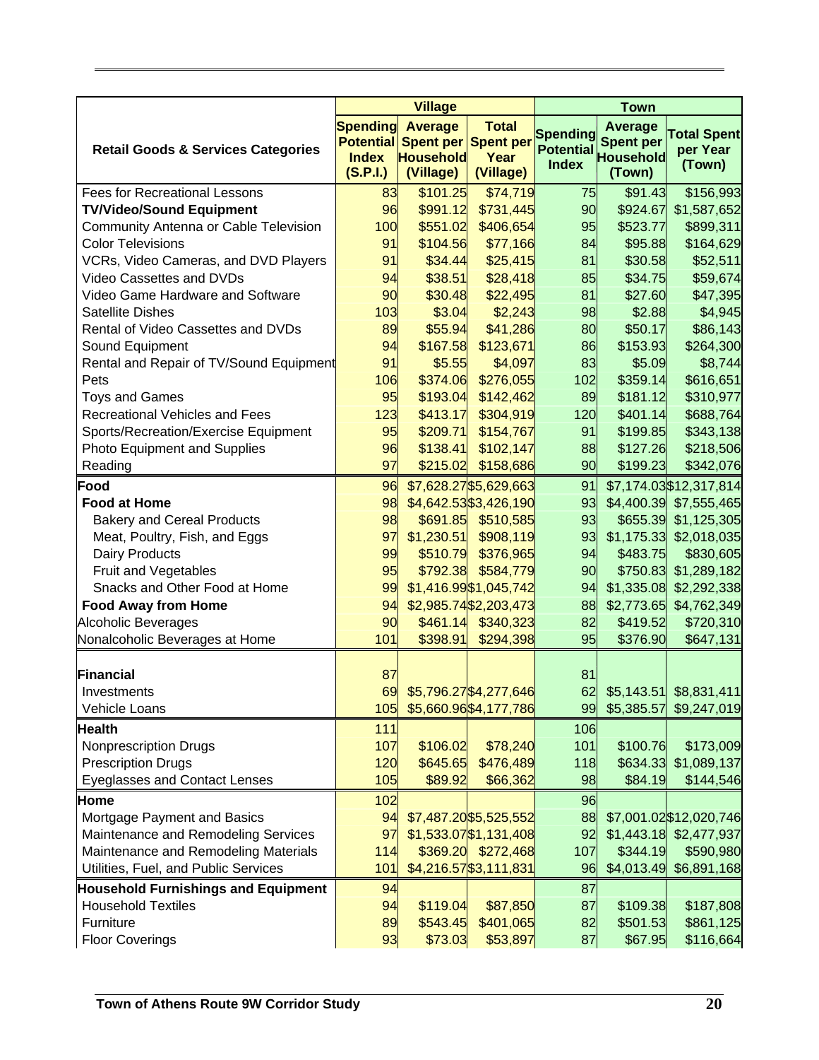| Retail Goods & Services Categories | Village | | | Town | | |
|---|---|---|---|---|---|---|
| | Spending Potential Index (S.P.I.) | Average Spent per Household (Village) | Total Spent per Year (Village) | Spending Potential Index | Average Spent per Household (Town) | Total Spent per Year (Town) |
| Fees for Recreational Lessons | 83 | $101.25 | $74,719 | 75 | $91.43 | $156,993 |
| **TV/Video/Sound Equipment** | 96 | $991.12 | $731,445 | 90 | $924.67 | $1,587,652 |
| Community Antenna or Cable Television | 100 | $551.02 | $406,654 | 95 | $523.77 | $899,311 |
| Color Televisions | 91 | $104.56 | $77,166 | 84 | $95.88 | $164,629 |
| VCRs, Video Cameras, and DVD Players | 91 | $34.44 | $25,415 | 81 | $30.58 | $52,511 |
| Video Cassettes and DVDs | 94 | $38.51 | $28,418 | 85 | $34.75 | $59,674 |
| Video Game Hardware and Software | 90 | $30.48 | $22,495 | 81 | $27.60 | $47,395 |
| Satellite Dishes | 103 | $3.04 | $2,243 | 98 | $2.88 | $4,945 |
| Rental of Video Cassettes and DVDs | 89 | $55.94 | $41,286 | 80 | $50.17 | $86,143 |
| Sound Equipment | 94 | $167.58 | $123,671 | 86 | $153.93 | $264,300 |
| Rental and Repair of TV/Sound Equipment | 91 | $5.55 | $4,097 | 83 | $5.09 | $8,744 |
| Pets | 106 | $374.06 | $276,055 | 102 | $359.14 | $616,651 |
| Toys and Games | 95 | $193.04 | $142,462 | 89 | $181.12 | $310,977 |
| Recreational Vehicles and Fees | 123 | $413.17 | $304,919 | 120 | $401.14 | $688,764 |
| Sports/Recreation/Exercise Equipment | 95 | $209.71 | $154,767 | 91 | $199.85 | $343,138 |
| Photo Equipment and Supplies | 96 | $138.41 | $102,147 | 88 | $127.26 | $218,506 |
| Reading | 97 | $215.02 | $158,686 | 90 | $199.23 | $342,076 |
| **Food** | 96 | $7,628.27 | $5,629,663 | 91 | $7,174.03 | $12,317,814 |
| **Food at Home** | 98 | $4,642.53 | $3,426,190 | 93 | $4,400.39 | $7,555,465 |
| Bakery and Cereal Products | 98 | $691.85 | $510,585 | 93 | $655.39 | $1,125,305 |
| Meat, Poultry, Fish, and Eggs | 97 | $1,230.51 | $908,119 | 93 | $1,175.33 | $2,018,035 |
| Dairy Products | 99 | $510.79 | $376,965 | 94 | $483.75 | $830,605 |
| Fruit and Vegetables | 95 | $792.38 | $584,779 | 90 | $750.83 | $1,289,182 |
| Snacks and Other Food at Home | 99 | $1,416.99 | $1,045,742 | 94 | $1,335.08 | $2,292,338 |
| **Food Away from Home** | 94 | $2,985.74 | $2,203,473 | 88 | $2,773.65 | $4,762,349 |
| Alcoholic Beverages | 90 | $461.14 | $340,323 | 82 | $419.52 | $720,310 |
| Nonalcoholic Beverages at Home | 101 | $398.91 | $294,398 | 95 | $376.90 | $647,131 |
| **Financial** | 87 | | | 81 | | |
| Investments | 69 | $5,796.27 | $4,277,646 | 62 | $5,143.51 | $8,831,411 |
| Vehicle Loans | 105 | $5,660.96 | $4,177,786 | 99 | $5,385.57 | $9,247,019 |
| **Health** | 111 | | | 106 | | |
| Nonprescription Drugs | 107 | $106.02 | $78,240 | 101 | $100.76 | $173,009 |
| Prescription Drugs | 120 | $645.65 | $476,489 | 118 | $634.33 | $1,089,137 |
| Eyeglasses and Contact Lenses | 105 | $89.92 | $66,362 | 98 | $84.19 | $144,546 |
| **Home** | 102 | | | 96 | | |
| Mortgage Payment and Basics | 94 | $7,487.20 | $5,525,552 | 88 | $7,001.02 | $12,020,746 |
| Maintenance and Remodeling Services | 97 | $1,533.07 | $1,131,408 | 92 | $1,443.18 | $2,477,937 |
| Maintenance and Remodeling Materials | 114 | $369.20 | $272,468 | 107 | $344.19 | $590,980 |
| Utilities, Fuel, and Public Services | 101 | $4,216.57 | $3,111,831 | 96 | $4,013.49 | $6,891,168 |
| **Household Furnishings and Equipment** | 94 | | | 87 | | |
| Household Textiles | 94 | $119.04 | $87,850 | 87 | $109.38 | $187,808 |
| Furniture | 89 | $543.45 | $401,065 | 82 | $501.53 | $861,125 |
| Floor Coverings | 93 | $73.03 | $53,897 | 87 | $67.95 | $116,664 |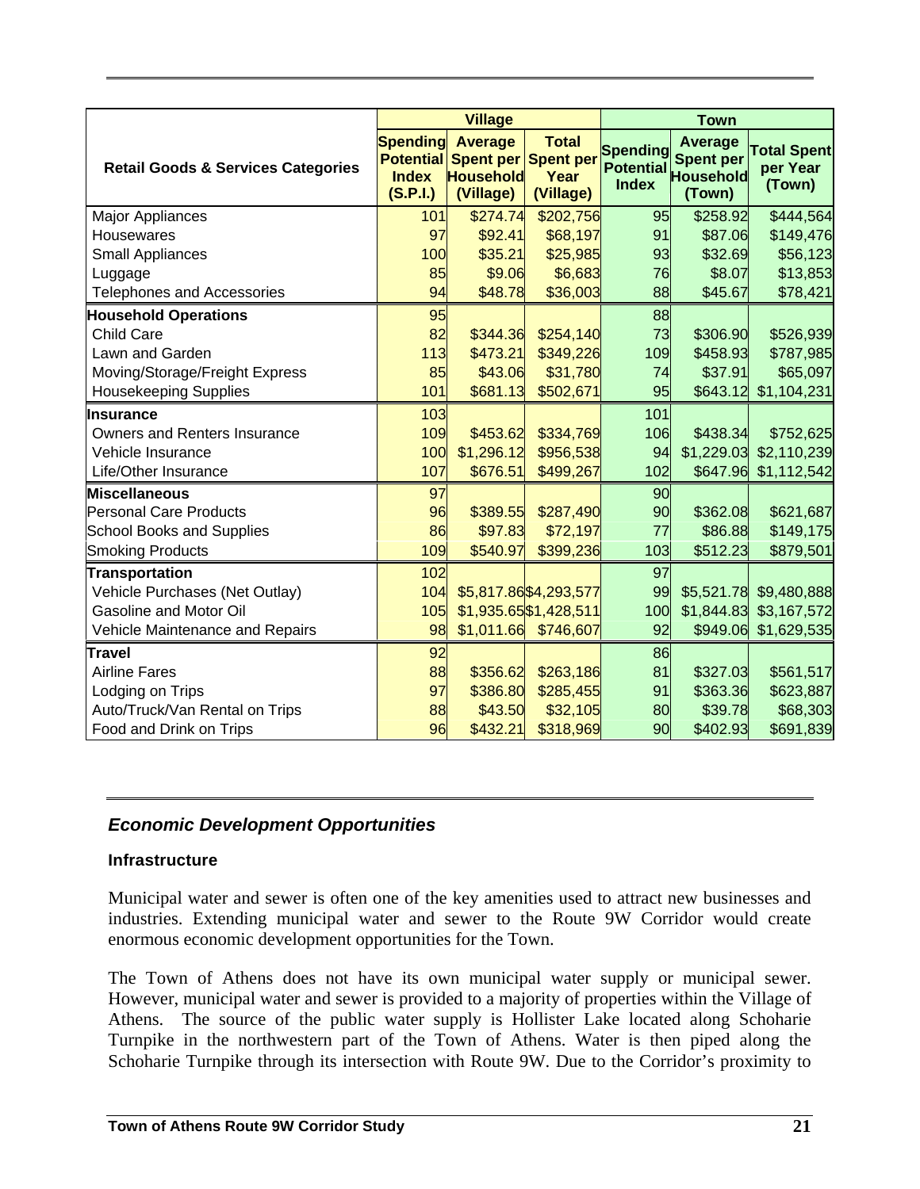| Retail Goods & Services Categories | Village | | | Town | | |
|---|---|---|---|---|---|---|
| | Spending Potential Index (S.P.I.) | Average Spent per Household (Village) | Total Spent per Year (Village) | Spending Potential Index | Average Spent per Household (Town) | Total Spent per Year (Town) |
| Major Appliances | 101 | $274.74 | $202,756 | 95 | $258.92 | $444,564 |
| Housewares | 97 | $92.41 | $68,197 | 91 | $87.06 | $149,476 |
| Small Appliances | 100 | $35.21 | $25,985 | 93 | $32.69 | $56,123 |
| Luggage | 85 | $9.06 | $6,683 | 76 | $8.07 | $13,853 |
| Telephones and Accessories | 94 | $48.78 | $36,003 | 88 | $45.67 | $78,421 |
| **Household Operations** | 95 | | | 88 | | |
| Child Care | 82 | $344.36 | $254,140 | 73 | $306.90 | $526,939 |
| Lawn and Garden | 113 | $473.21 | $349,226 | 109 | $458.93 | $787,985 |
| Moving/Storage/Freight Express | 85 | $43.06 | $31,780 | 74 | $37.91 | $65,097 |
| Housekeeping Supplies | 101 | $681.13 | $502,671 | 95 | $643.12 | $1,104,231 |
| **Insurance** | 103 | | | 101 | | |
| Owners and Renters Insurance | 109 | $453.62 | $334,769 | 106 | $438.34 | $752,625 |
| Vehicle Insurance | 100 | $1,296.12 | $956,538 | 94 | $1,229.03 | $2,110,239 |
| Life/Other Insurance | 107 | $676.51 | $499,267 | 102 | $647.96 | $1,112,542 |
| **Miscellaneous** | 97 | | | 90 | | |
| Personal Care Products | 96 | $389.55 | $287,490 | 90 | $362.08 | $621,687 |
| School Books and Supplies | 86 | $97.83 | $72,197 | 77 | $86.88 | $149,175 |
| Smoking Products | 109 | $540.97 | $399,236 | 103 | $512.23 | $879,501 |
| **Transportation** | 102 | | | 97 | | |
| Vehicle Purchases (Net Outlay) | 104 | $5,817.86 | $4,293,577 | 99 | $5,521.78 | $9,480,888 |
| Gasoline and Motor Oil | 105 | $1,935.65 | $1,428,511 | 100 | $1,844.83 | $3,167,572 |
| Vehicle Maintenance and Repairs | 98 | $1,011.66 | $746,607 | 92 | $949.06 | $1,629,535 |
| **Travel** | 92 | | | 86 | | |
| Airline Fares | 88 | $356.62 | $263,186 | 81 | $327.03 | $561,517 |
| Lodging on Trips | 97 | $386.80 | $285,455 | 91 | $363.36 | $623,887 |
| Auto/Truck/Van Rental on Trips | 88 | $43.50 | $32,105 | 80 | $39.78 | $68,303 |
| Food and Drink on Trips | 96 | $432.21 | $318,969 | 90 | $402.93 | $691,839 |

## *Economic Development Opportunities*

### Infrastructure

Municipal water and sewer is often one of the key amenities used to attract new businesses and industries. Extending municipal water and sewer to the Route 9W Corridor would create enormous economic development opportunities for the Town.

The Town of Athens does not have its own municipal water supply or municipal sewer. However, municipal water and sewer is provided to a majority of properties within the Village of Athens. The source of the public water supply is Hollister Lake located along Schoharie Turnpike in the northwestern part of the Town of Athens. Water is then piped along the Schoharie Turnpike through its intersection with Route 9W. Due to the Corridor's proximity to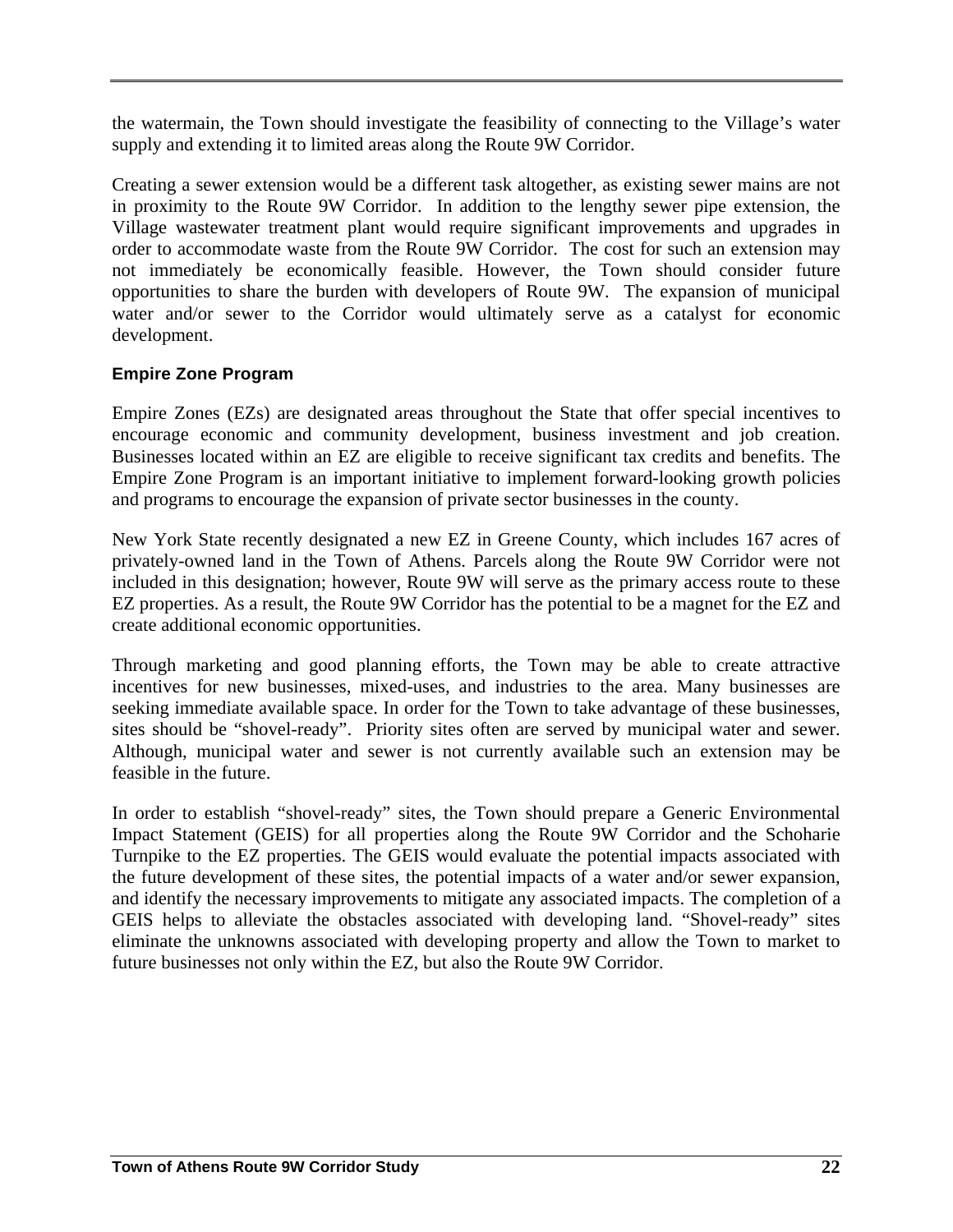the watermain, the Town should investigate the feasibility of connecting to the Village's water supply and extending it to limited areas along the Route 9W Corridor.

Creating a sewer extension would be a different task altogether, as existing sewer mains are not in proximity to the Route 9W Corridor. In addition to the lengthy sewer pipe extension, the Village wastewater treatment plant would require significant improvements and upgrades in order to accommodate waste from the Route 9W Corridor. The cost for such an extension may not immediately be economically feasible. However, the Town should consider future opportunities to share the burden with developers of Route 9W. The expansion of municipal water and/or sewer to the Corridor would ultimately serve as a catalyst for economic development.

### Empire Zone Program

Empire Zones (EZs) are designated areas throughout the State that offer special incentives to encourage economic and community development, business investment and job creation. Businesses located within an EZ are eligible to receive significant tax credits and benefits. The Empire Zone Program is an important initiative to implement forward-looking growth policies and programs to encourage the expansion of private sector businesses in the county.

New York State recently designated a new EZ in Greene County, which includes 167 acres of privately-owned land in the Town of Athens. Parcels along the Route 9W Corridor were not included in this designation; however, Route 9W will serve as the primary access route to these EZ properties. As a result, the Route 9W Corridor has the potential to be a magnet for the EZ and create additional economic opportunities.

Through marketing and good planning efforts, the Town may be able to create attractive incentives for new businesses, mixed-uses, and industries to the area. Many businesses are seeking immediate available space. In order for the Town to take advantage of these businesses, sites should be "shovel-ready". Priority sites often are served by municipal water and sewer. Although, municipal water and sewer is not currently available such an extension may be feasible in the future.

In order to establish "shovel-ready" sites, the Town should prepare a Generic Environmental Impact Statement (GEIS) for all properties along the Route 9W Corridor and the Schoharie Turnpike to the EZ properties. The GEIS would evaluate the potential impacts associated with the future development of these sites, the potential impacts of a water and/or sewer expansion, and identify the necessary improvements to mitigate any associated impacts. The completion of a GEIS helps to alleviate the obstacles associated with developing land. "Shovel-ready" sites eliminate the unknowns associated with developing property and allow the Town to market to future businesses not only within the EZ, but also the Route 9W Corridor.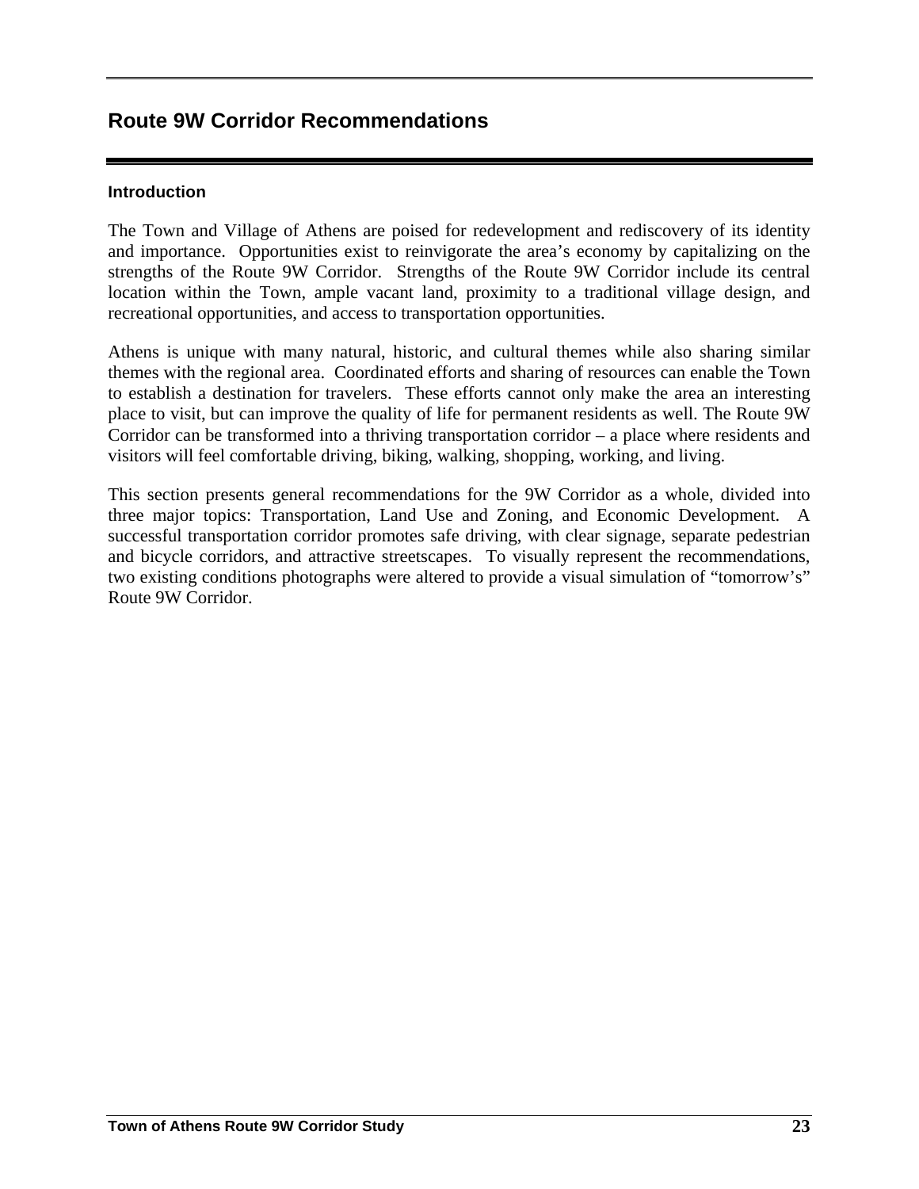# Route 9W Corridor Recommendations

## Introduction

The Town and Village of Athens are poised for redevelopment and rediscovery of its identity and importance. Opportunities exist to reinvigorate the area's economy by capitalizing on the strengths of the Route 9W Corridor. Strengths of the Route 9W Corridor include its central location within the Town, ample vacant land, proximity to a traditional village design, and recreational opportunities, and access to transportation opportunities.

Athens is unique with many natural, historic, and cultural themes while also sharing similar themes with the regional area. Coordinated efforts and sharing of resources can enable the Town to establish a destination for travelers. These efforts cannot only make the area an interesting place to visit, but can improve the quality of life for permanent residents as well. The Route 9W Corridor can be transformed into a thriving transportation corridor – a place where residents and visitors will feel comfortable driving, biking, walking, shopping, working, and living.

This section presents general recommendations for the 9W Corridor as a whole, divided into three major topics: Transportation, Land Use and Zoning, and Economic Development. A successful transportation corridor promotes safe driving, with clear signage, separate pedestrian and bicycle corridors, and attractive streetscapes. To visually represent the recommendations, two existing conditions photographs were altered to provide a visual simulation of "tomorrow's" Route 9W Corridor.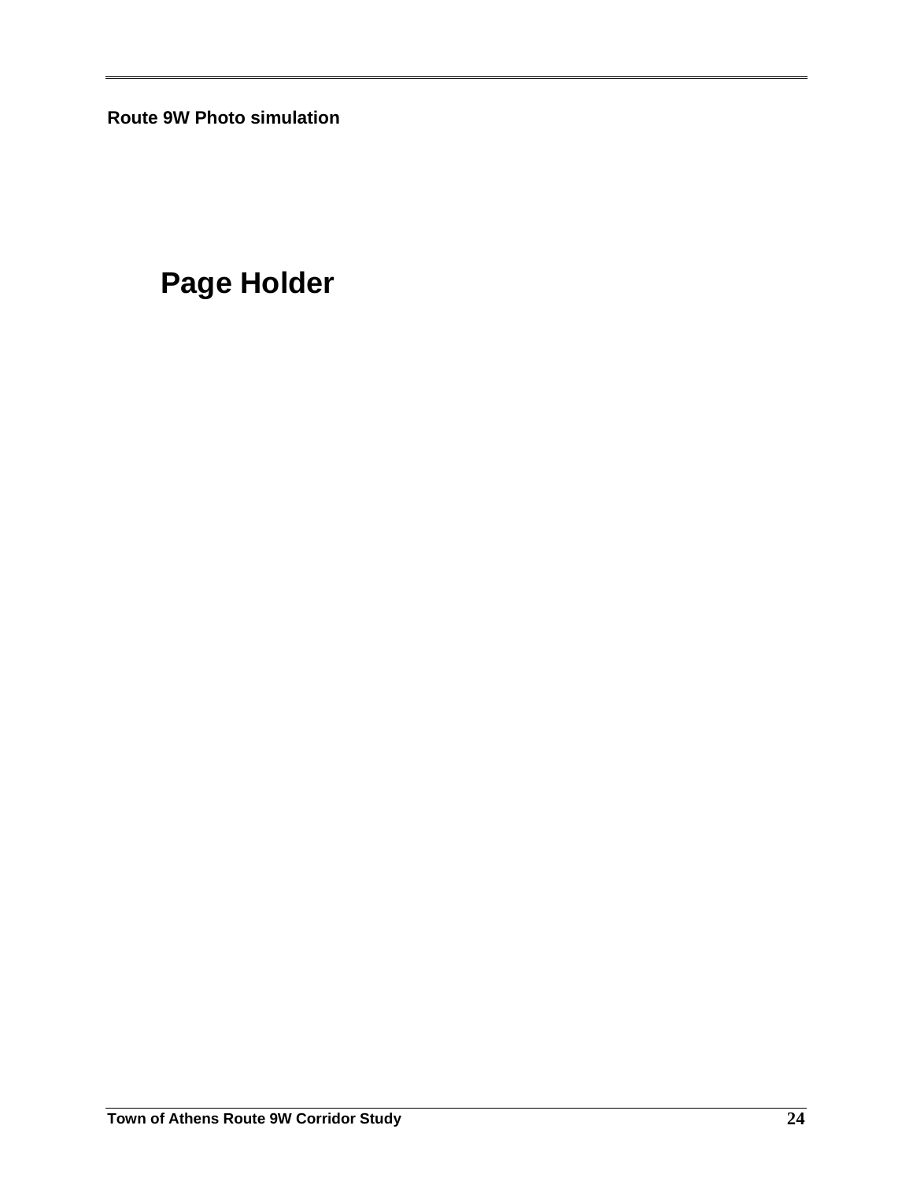**Route 9W Photo simulation**

# Page Holder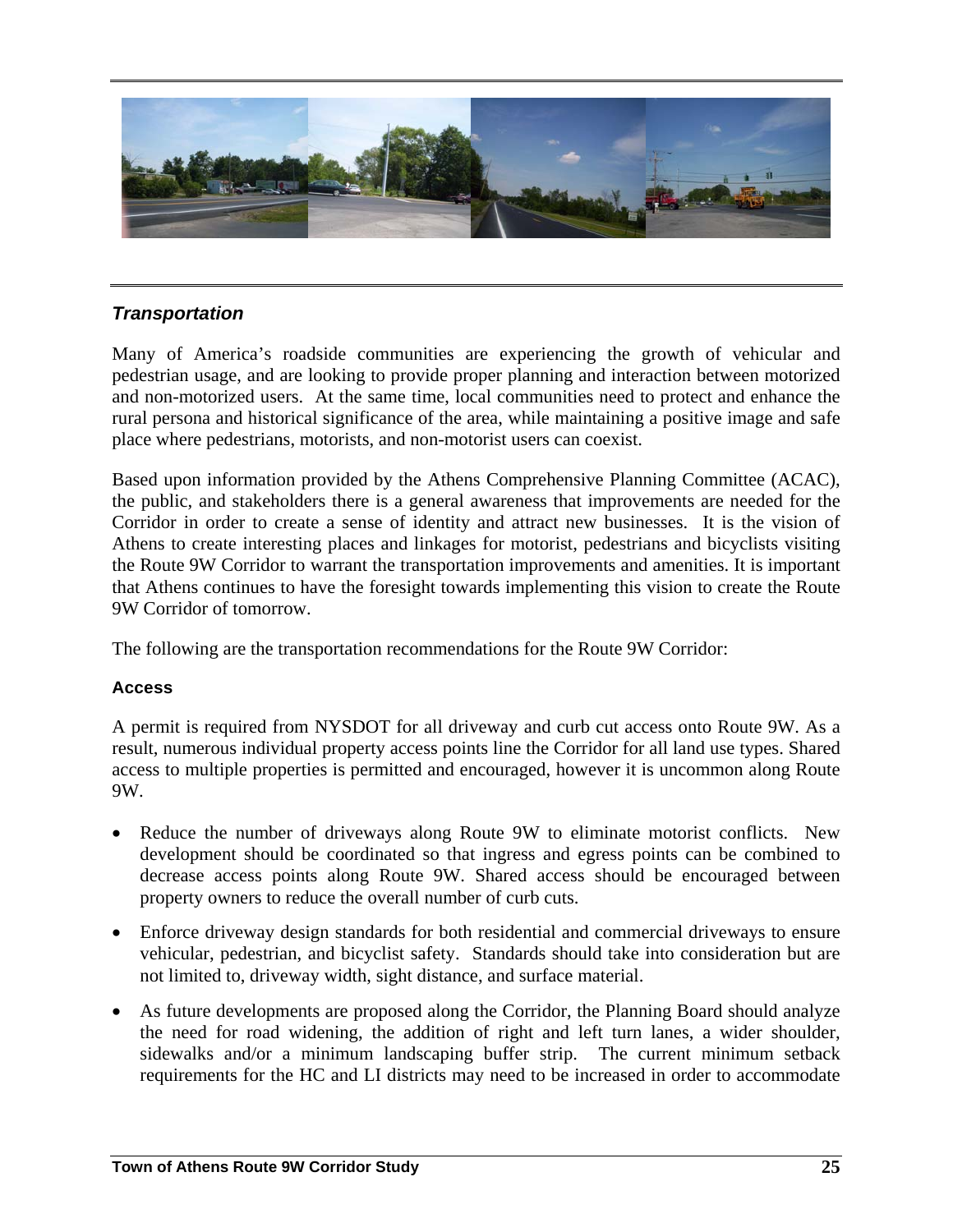## *Transportation*

Many of America's roadside communities are experiencing the growth of vehicular and pedestrian usage, and are looking to provide proper planning and interaction between motorized and non-motorized users. At the same time, local communities need to protect and enhance the rural persona and historical significance of the area, while maintaining a positive image and safe place where pedestrians, motorists, and non-motorist users can coexist.

Based upon information provided by the Athens Comprehensive Planning Committee (ACAC), the public, and stakeholders there is a general awareness that improvements are needed for the Corridor in order to create a sense of identity and attract new businesses. It is the vision of Athens to create interesting places and linkages for motorist, pedestrians and bicyclists visiting the Route 9W Corridor to warrant the transportation improvements and amenities. It is important that Athens continues to have the foresight towards implementing this vision to create the Route 9W Corridor of tomorrow.

The following are the transportation recommendations for the Route 9W Corridor:

### Access

A permit is required from NYSDOT for all driveway and curb cut access onto Route 9W. As a result, numerous individual property access points line the Corridor for all land use types. Shared access to multiple properties is permitted and encouraged, however it is uncommon along Route 9W.

- Reduce the number of driveways along Route 9W to eliminate motorist conflicts. New development should be coordinated so that ingress and egress points can be combined to decrease access points along Route 9W. Shared access should be encouraged between property owners to reduce the overall number of curb cuts.
- Enforce driveway design standards for both residential and commercial driveways to ensure vehicular, pedestrian, and bicyclist safety. Standards should take into consideration but are not limited to, driveway width, sight distance, and surface material.
- As future developments are proposed along the Corridor, the Planning Board should analyze the need for road widening, the addition of right and left turn lanes, a wider shoulder, sidewalks and/or a minimum landscaping buffer strip. The current minimum setback requirements for the HC and LI districts may need to be increased in order to accommodate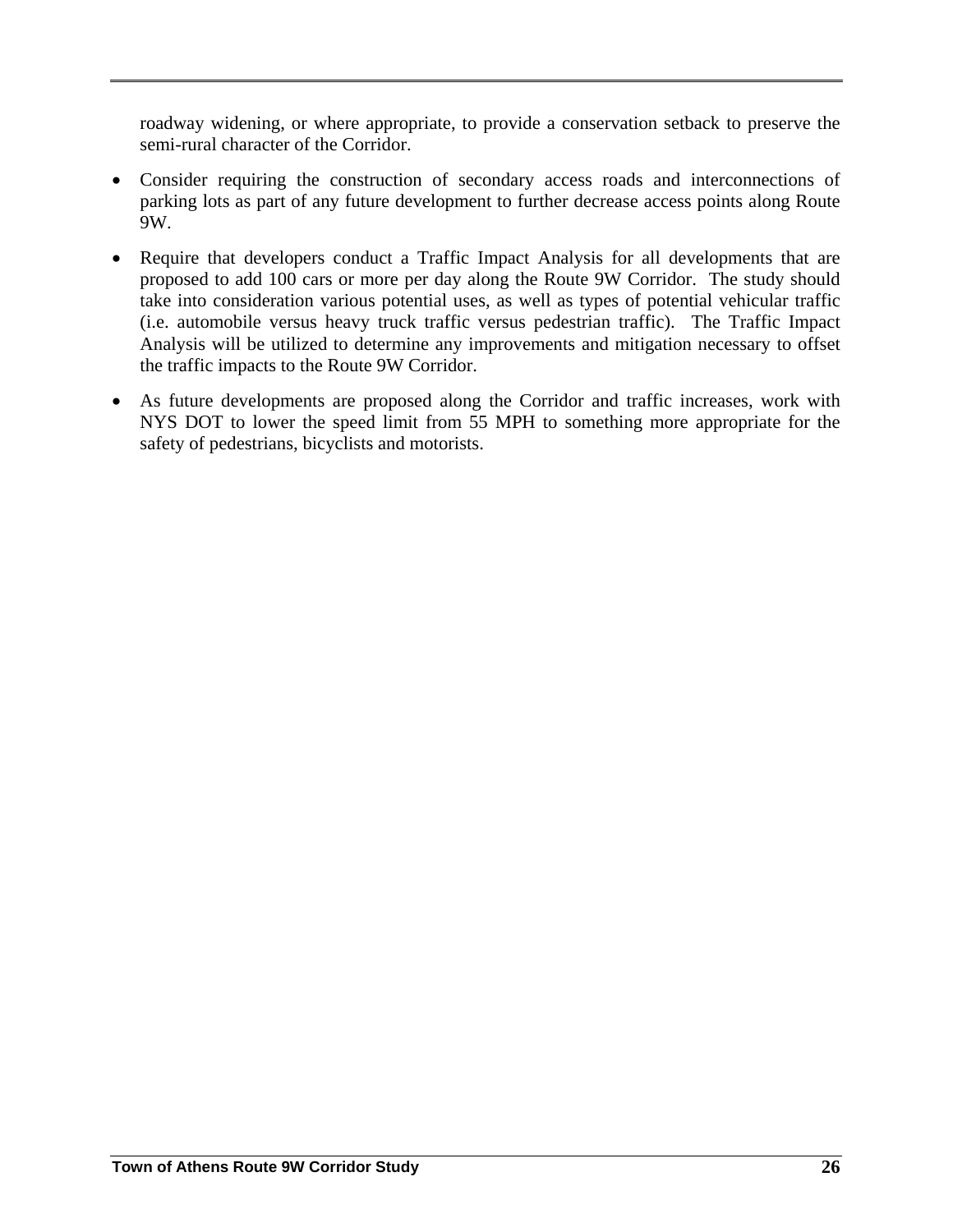roadway widening, or where appropriate, to provide a conservation setback to preserve the semi-rural character of the Corridor.

- Consider requiring the construction of secondary access roads and interconnections of parking lots as part of any future development to further decrease access points along Route 9W.
- Require that developers conduct a Traffic Impact Analysis for all developments that are proposed to add 100 cars or more per day along the Route 9W Corridor. The study should take into consideration various potential uses, as well as types of potential vehicular traffic (i.e. automobile versus heavy truck traffic versus pedestrian traffic). The Traffic Impact Analysis will be utilized to determine any improvements and mitigation necessary to offset the traffic impacts to the Route 9W Corridor.
- As future developments are proposed along the Corridor and traffic increases, work with NYS DOT to lower the speed limit from 55 MPH to something more appropriate for the safety of pedestrians, bicyclists and motorists.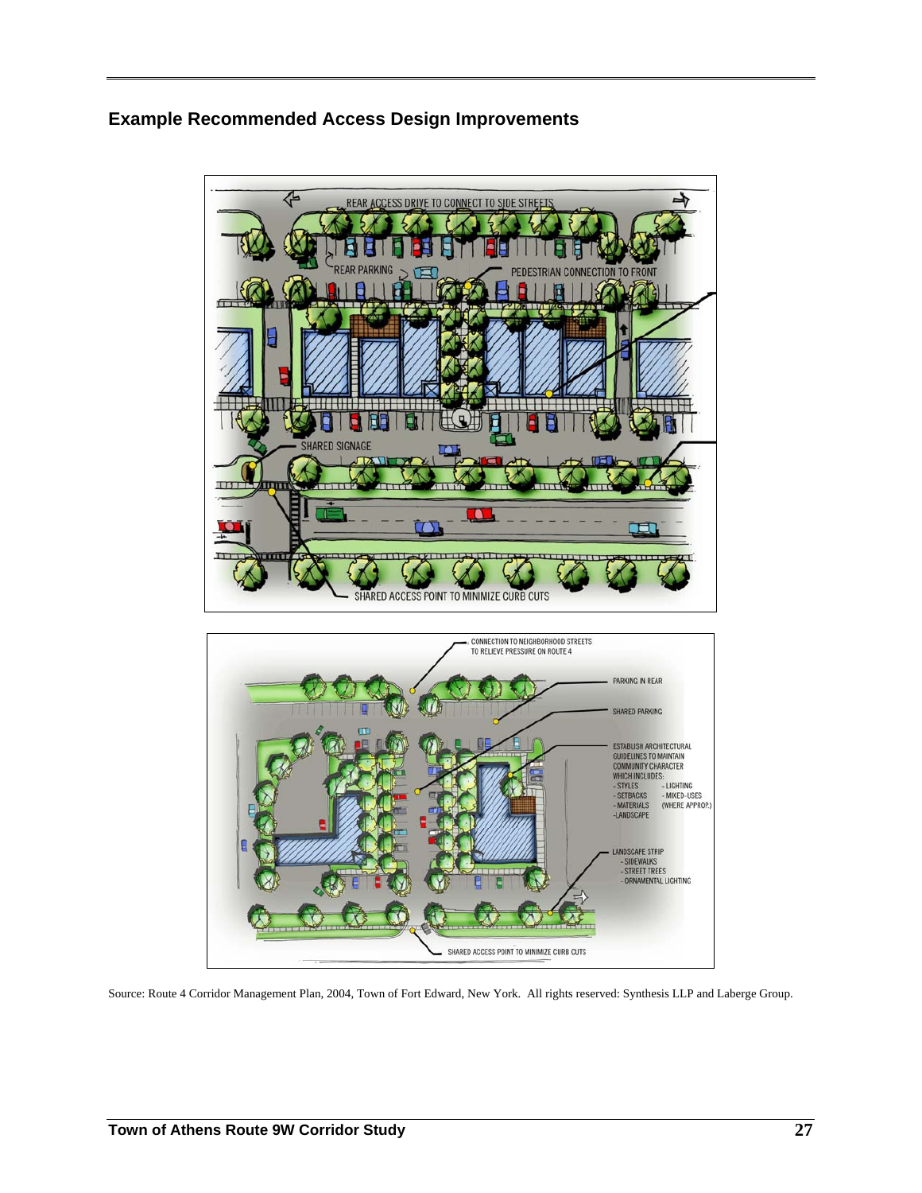## Example Recommended Access Design Improvements

REAR ACCESS DRIVE TO CONNECT TO SIDE STREETS

REAR PARKING

PEDESTRIAN CONNECTION TO FRONT

SHARED SIGNAGE

SHARED ACCESS POINT TO MINIMIZE CURB CUTS

CONNECTION TO NEIGHBORHOOD STREETS TO RELIEVE PRESSURE ON ROUTE 4

PARKING IN REAR

SHARED PARKING

ESTABLISH ARCHITECTURAL GUIDELINES TO MAINTAIN COMMUNITY CHARACTER WHICH INCLUDES:
- STYLES
- SETBACKS
- MATERIALS
- LANDSCAPE
- LIGHTING
- MIXED-USES (WHERE APPROP.)

LANDSCAPE STRIP
- SIDEWALKS
- STREET TREES
- ORNAMENTAL LIGHTING

SHARED ACCESS POINT TO MINIMIZE CURB CUTS

Source: Route 4 Corridor Management Plan, 2004, Town of Fort Edward, New York. All rights reserved: Synthesis LLP and Laberge Group.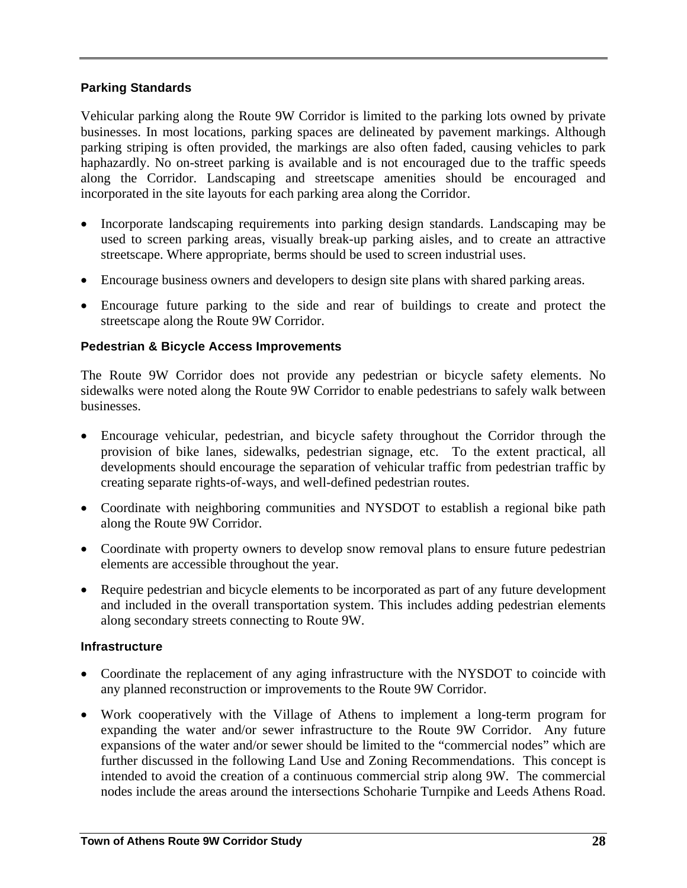### Parking Standards

Vehicular parking along the Route 9W Corridor is limited to the parking lots owned by private businesses. In most locations, parking spaces are delineated by pavement markings. Although parking striping is often provided, the markings are also often faded, causing vehicles to park haphazardly. No on-street parking is available and is not encouraged due to the traffic speeds along the Corridor. Landscaping and streetscape amenities should be encouraged and incorporated in the site layouts for each parking area along the Corridor.

- Incorporate landscaping requirements into parking design standards. Landscaping may be used to screen parking areas, visually break-up parking aisles, and to create an attractive streetscape. Where appropriate, berms should be used to screen industrial uses.
- Encourage business owners and developers to design site plans with shared parking areas.
- Encourage future parking to the side and rear of buildings to create and protect the streetscape along the Route 9W Corridor.

### Pedestrian & Bicycle Access Improvements

The Route 9W Corridor does not provide any pedestrian or bicycle safety elements. No sidewalks were noted along the Route 9W Corridor to enable pedestrians to safely walk between businesses.

- Encourage vehicular, pedestrian, and bicycle safety throughout the Corridor through the provision of bike lanes, sidewalks, pedestrian signage, etc. To the extent practical, all developments should encourage the separation of vehicular traffic from pedestrian traffic by creating separate rights-of-ways, and well-defined pedestrian routes.
- Coordinate with neighboring communities and NYSDOT to establish a regional bike path along the Route 9W Corridor.
- Coordinate with property owners to develop snow removal plans to ensure future pedestrian elements are accessible throughout the year.
- Require pedestrian and bicycle elements to be incorporated as part of any future development and included in the overall transportation system. This includes adding pedestrian elements along secondary streets connecting to Route 9W.

### Infrastructure

- Coordinate the replacement of any aging infrastructure with the NYSDOT to coincide with any planned reconstruction or improvements to the Route 9W Corridor.
- Work cooperatively with the Village of Athens to implement a long-term program for expanding the water and/or sewer infrastructure to the Route 9W Corridor. Any future expansions of the water and/or sewer should be limited to the "commercial nodes" which are further discussed in the following Land Use and Zoning Recommendations. This concept is intended to avoid the creation of a continuous commercial strip along 9W. The commercial nodes include the areas around the intersections Schoharie Turnpike and Leeds Athens Road.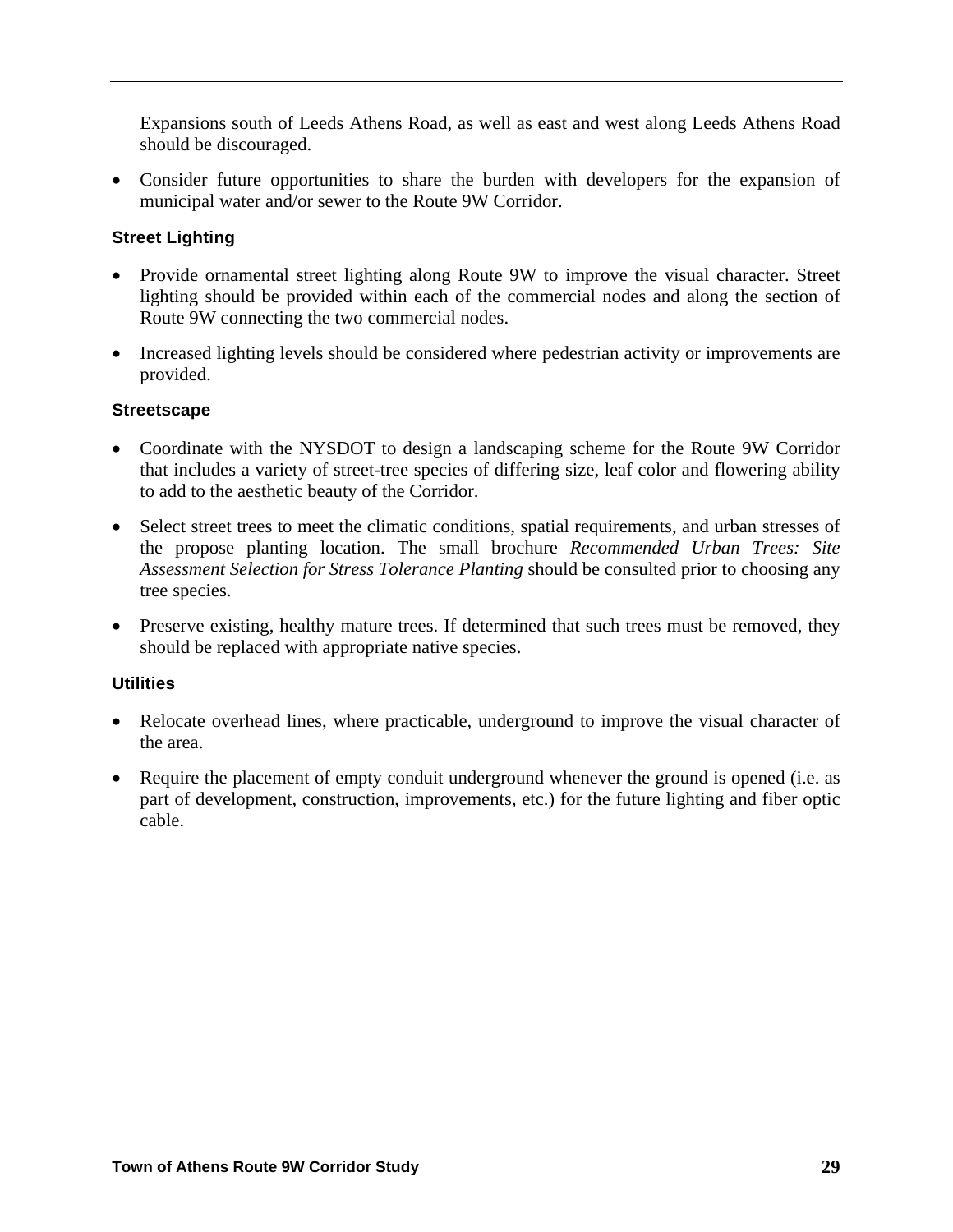Expansions south of Leeds Athens Road, as well as east and west along Leeds Athens Road should be discouraged.

- Consider future opportunities to share the burden with developers for the expansion of municipal water and/or sewer to the Route 9W Corridor.

#### Street Lighting

- Provide ornamental street lighting along Route 9W to improve the visual character. Street lighting should be provided within each of the commercial nodes and along the section of Route 9W connecting the two commercial nodes.
- Increased lighting levels should be considered where pedestrian activity or improvements are provided.

#### Streetscape

- Coordinate with the NYSDOT to design a landscaping scheme for the Route 9W Corridor that includes a variety of street-tree species of differing size, leaf color and flowering ability to add to the aesthetic beauty of the Corridor.
- Select street trees to meet the climatic conditions, spatial requirements, and urban stresses of the propose planting location. The small brochure *Recommended Urban Trees: Site Assessment Selection for Stress Tolerance Planting* should be consulted prior to choosing any tree species.
- Preserve existing, healthy mature trees. If determined that such trees must be removed, they should be replaced with appropriate native species.

#### Utilities

- Relocate overhead lines, where practicable, underground to improve the visual character of the area.
- Require the placement of empty conduit underground whenever the ground is opened (i.e. as part of development, construction, improvements, etc.) for the future lighting and fiber optic cable.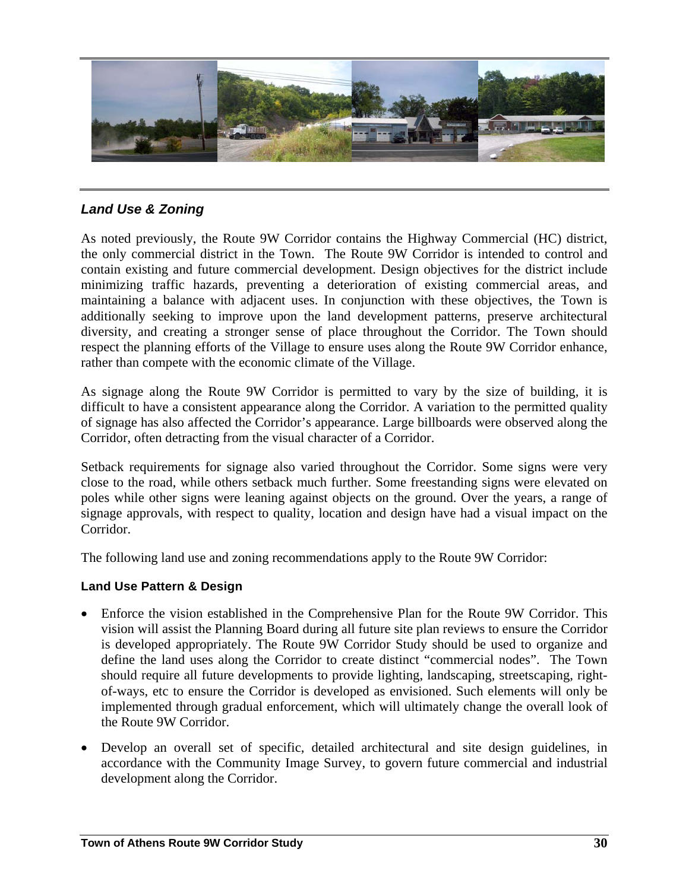## *Land Use & Zoning*

As noted previously, the Route 9W Corridor contains the Highway Commercial (HC) district, the only commercial district in the Town. The Route 9W Corridor is intended to control and contain existing and future commercial development. Design objectives for the district include minimizing traffic hazards, preventing a deterioration of existing commercial areas, and maintaining a balance with adjacent uses. In conjunction with these objectives, the Town is additionally seeking to improve upon the land development patterns, preserve architectural diversity, and creating a stronger sense of place throughout the Corridor. The Town should respect the planning efforts of the Village to ensure uses along the Route 9W Corridor enhance, rather than compete with the economic climate of the Village.

As signage along the Route 9W Corridor is permitted to vary by the size of building, it is difficult to have a consistent appearance along the Corridor. A variation to the permitted quality of signage has also affected the Corridor's appearance. Large billboards were observed along the Corridor, often detracting from the visual character of a Corridor.

Setback requirements for signage also varied throughout the Corridor. Some signs were very close to the road, while others setback much further. Some freestanding signs were elevated on poles while other signs were leaning against objects on the ground. Over the years, a range of signage approvals, with respect to quality, location and design have had a visual impact on the Corridor.

The following land use and zoning recommendations apply to the Route 9W Corridor:

### Land Use Pattern & Design

- Enforce the vision established in the Comprehensive Plan for the Route 9W Corridor. This vision will assist the Planning Board during all future site plan reviews to ensure the Corridor is developed appropriately. The Route 9W Corridor Study should be used to organize and define the land uses along the Corridor to create distinct "commercial nodes". The Town should require all future developments to provide lighting, landscaping, streetscaping, right-of-ways, etc to ensure the Corridor is developed as envisioned. Such elements will only be implemented through gradual enforcement, which will ultimately change the overall look of the Route 9W Corridor.
- Develop an overall set of specific, detailed architectural and site design guidelines, in accordance with the Community Image Survey, to govern future commercial and industrial development along the Corridor.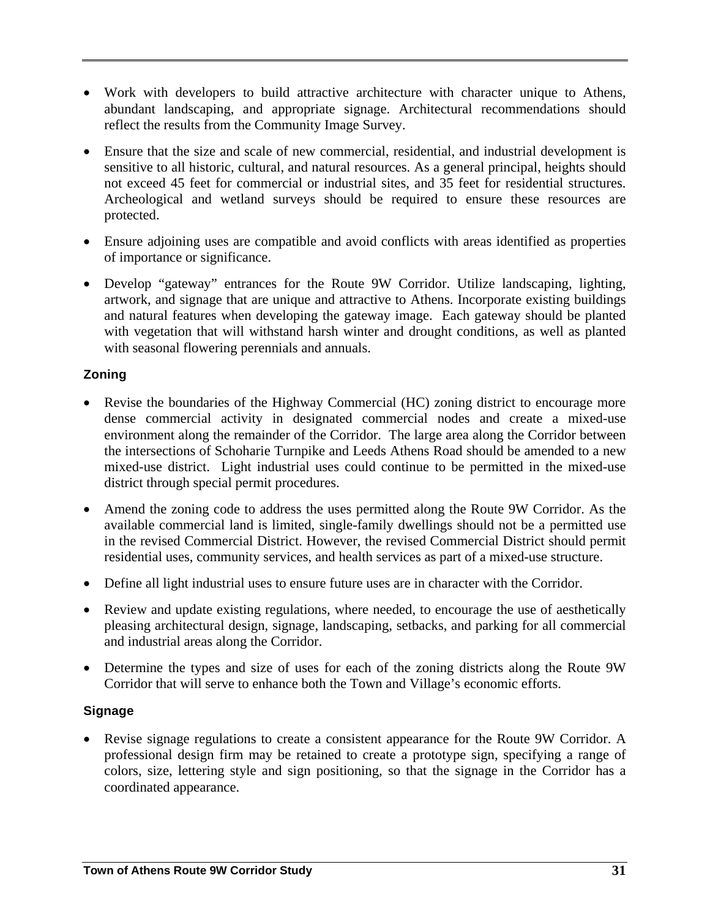- Work with developers to build attractive architecture with character unique to Athens, abundant landscaping, and appropriate signage. Architectural recommendations should reflect the results from the Community Image Survey.

- Ensure that the size and scale of new commercial, residential, and industrial development is sensitive to all historic, cultural, and natural resources. As a general principal, heights should not exceed 45 feet for commercial or industrial sites, and 35 feet for residential structures. Archeological and wetland surveys should be required to ensure these resources are protected.

- Ensure adjoining uses are compatible and avoid conflicts with areas identified as properties of importance or significance.

- Develop "gateway" entrances for the Route 9W Corridor. Utilize landscaping, lighting, artwork, and signage that are unique and attractive to Athens. Incorporate existing buildings and natural features when developing the gateway image. Each gateway should be planted with vegetation that will withstand harsh winter and drought conditions, as well as planted with seasonal flowering perennials and annuals.

### Zoning

- Revise the boundaries of the Highway Commercial (HC) zoning district to encourage more dense commercial activity in designated commercial nodes and create a mixed-use environment along the remainder of the Corridor. The large area along the Corridor between the intersections of Schoharie Turnpike and Leeds Athens Road should be amended to a new mixed-use district. Light industrial uses could continue to be permitted in the mixed-use district through special permit procedures.

- Amend the zoning code to address the uses permitted along the Route 9W Corridor. As the available commercial land is limited, single-family dwellings should not be a permitted use in the revised Commercial District. However, the revised Commercial District should permit residential uses, community services, and health services as part of a mixed-use structure.

- Define all light industrial uses to ensure future uses are in character with the Corridor.

- Review and update existing regulations, where needed, to encourage the use of aesthetically pleasing architectural design, signage, landscaping, setbacks, and parking for all commercial and industrial areas along the Corridor.

- Determine the types and size of uses for each of the zoning districts along the Route 9W Corridor that will serve to enhance both the Town and Village's economic efforts.

### Signage

- Revise signage regulations to create a consistent appearance for the Route 9W Corridor. A professional design firm may be retained to create a prototype sign, specifying a range of colors, size, lettering style and sign positioning, so that the signage in the Corridor has a coordinated appearance.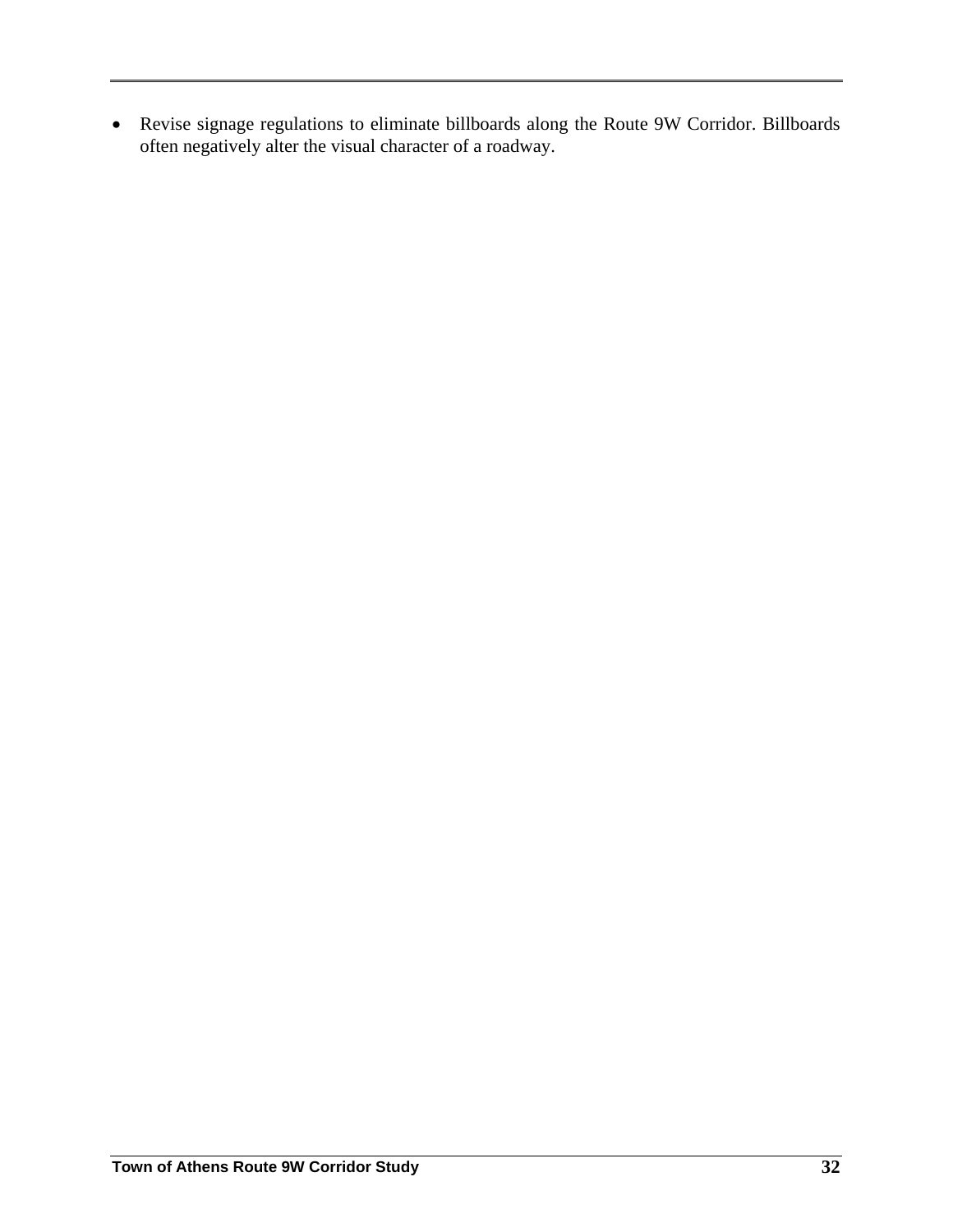- Revise signage regulations to eliminate billboards along the Route 9W Corridor. Billboards often negatively alter the visual character of a roadway.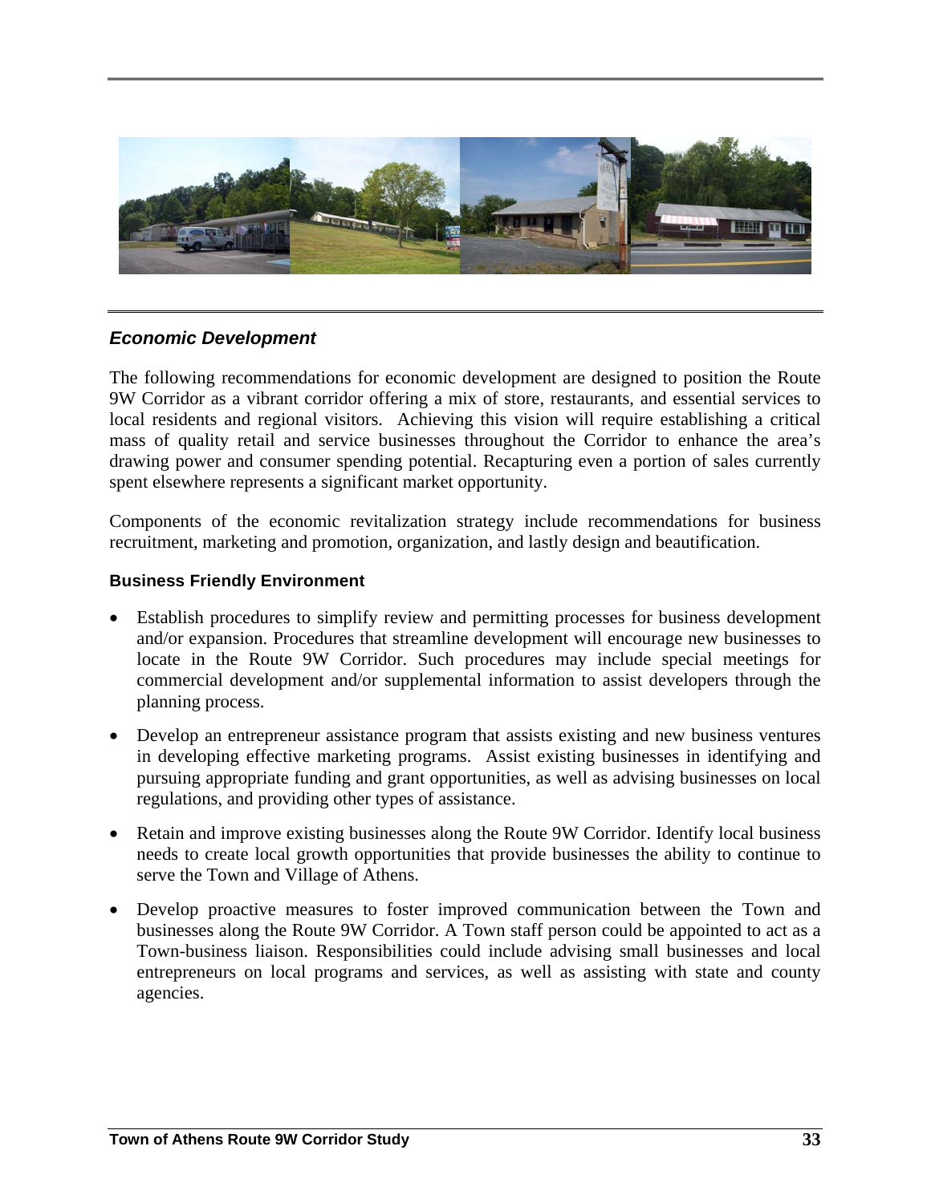## *Economic Development*

The following recommendations for economic development are designed to position the Route 9W Corridor as a vibrant corridor offering a mix of store, restaurants, and essential services to local residents and regional visitors. Achieving this vision will require establishing a critical mass of quality retail and service businesses throughout the Corridor to enhance the area's drawing power and consumer spending potential. Recapturing even a portion of sales currently spent elsewhere represents a significant market opportunity.

Components of the economic revitalization strategy include recommendations for business recruitment, marketing and promotion, organization, and lastly design and beautification.

### Business Friendly Environment

- Establish procedures to simplify review and permitting processes for business development and/or expansion. Procedures that streamline development will encourage new businesses to locate in the Route 9W Corridor. Such procedures may include special meetings for commercial development and/or supplemental information to assist developers through the planning process.
- Develop an entrepreneur assistance program that assists existing and new business ventures in developing effective marketing programs. Assist existing businesses in identifying and pursuing appropriate funding and grant opportunities, as well as advising businesses on local regulations, and providing other types of assistance.
- Retain and improve existing businesses along the Route 9W Corridor. Identify local business needs to create local growth opportunities that provide businesses the ability to continue to serve the Town and Village of Athens.
- Develop proactive measures to foster improved communication between the Town and businesses along the Route 9W Corridor. A Town staff person could be appointed to act as a Town-business liaison. Responsibilities could include advising small businesses and local entrepreneurs on local programs and services, as well as assisting with state and county agencies.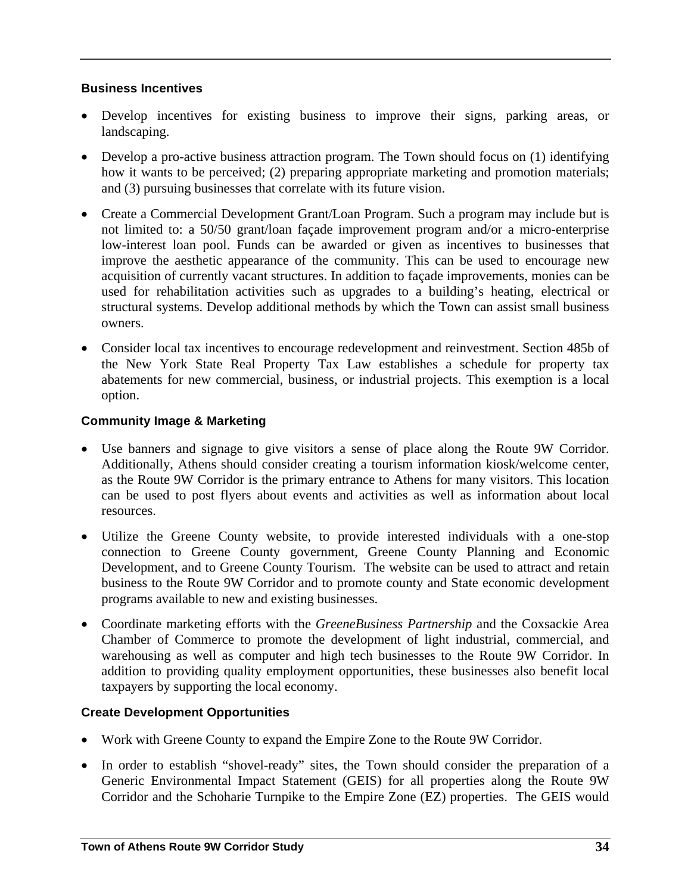### Business Incentives

- Develop incentives for existing business to improve their signs, parking areas, or landscaping.
- Develop a pro-active business attraction program. The Town should focus on (1) identifying how it wants to be perceived; (2) preparing appropriate marketing and promotion materials; and (3) pursuing businesses that correlate with its future vision.
- Create a Commercial Development Grant/Loan Program. Such a program may include but is not limited to: a 50/50 grant/loan façade improvement program and/or a micro-enterprise low-interest loan pool. Funds can be awarded or given as incentives to businesses that improve the aesthetic appearance of the community. This can be used to encourage new acquisition of currently vacant structures. In addition to façade improvements, monies can be used for rehabilitation activities such as upgrades to a building's heating, electrical or structural systems. Develop additional methods by which the Town can assist small business owners.
- Consider local tax incentives to encourage redevelopment and reinvestment. Section 485b of the New York State Real Property Tax Law establishes a schedule for property tax abatements for new commercial, business, or industrial projects. This exemption is a local option.

### Community Image & Marketing

- Use banners and signage to give visitors a sense of place along the Route 9W Corridor. Additionally, Athens should consider creating a tourism information kiosk/welcome center, as the Route 9W Corridor is the primary entrance to Athens for many visitors. This location can be used to post flyers about events and activities as well as information about local resources.
- Utilize the Greene County website, to provide interested individuals with a one-stop connection to Greene County government, Greene County Planning and Economic Development, and to Greene County Tourism. The website can be used to attract and retain business to the Route 9W Corridor and to promote county and State economic development programs available to new and existing businesses.
- Coordinate marketing efforts with the *GreeneBusiness Partnership* and the Coxsackie Area Chamber of Commerce to promote the development of light industrial, commercial, and warehousing as well as computer and high tech businesses to the Route 9W Corridor. In addition to providing quality employment opportunities, these businesses also benefit local taxpayers by supporting the local economy.

### Create Development Opportunities

- Work with Greene County to expand the Empire Zone to the Route 9W Corridor.
- In order to establish "shovel-ready" sites, the Town should consider the preparation of a Generic Environmental Impact Statement (GEIS) for all properties along the Route 9W Corridor and the Schoharie Turnpike to the Empire Zone (EZ) properties. The GEIS would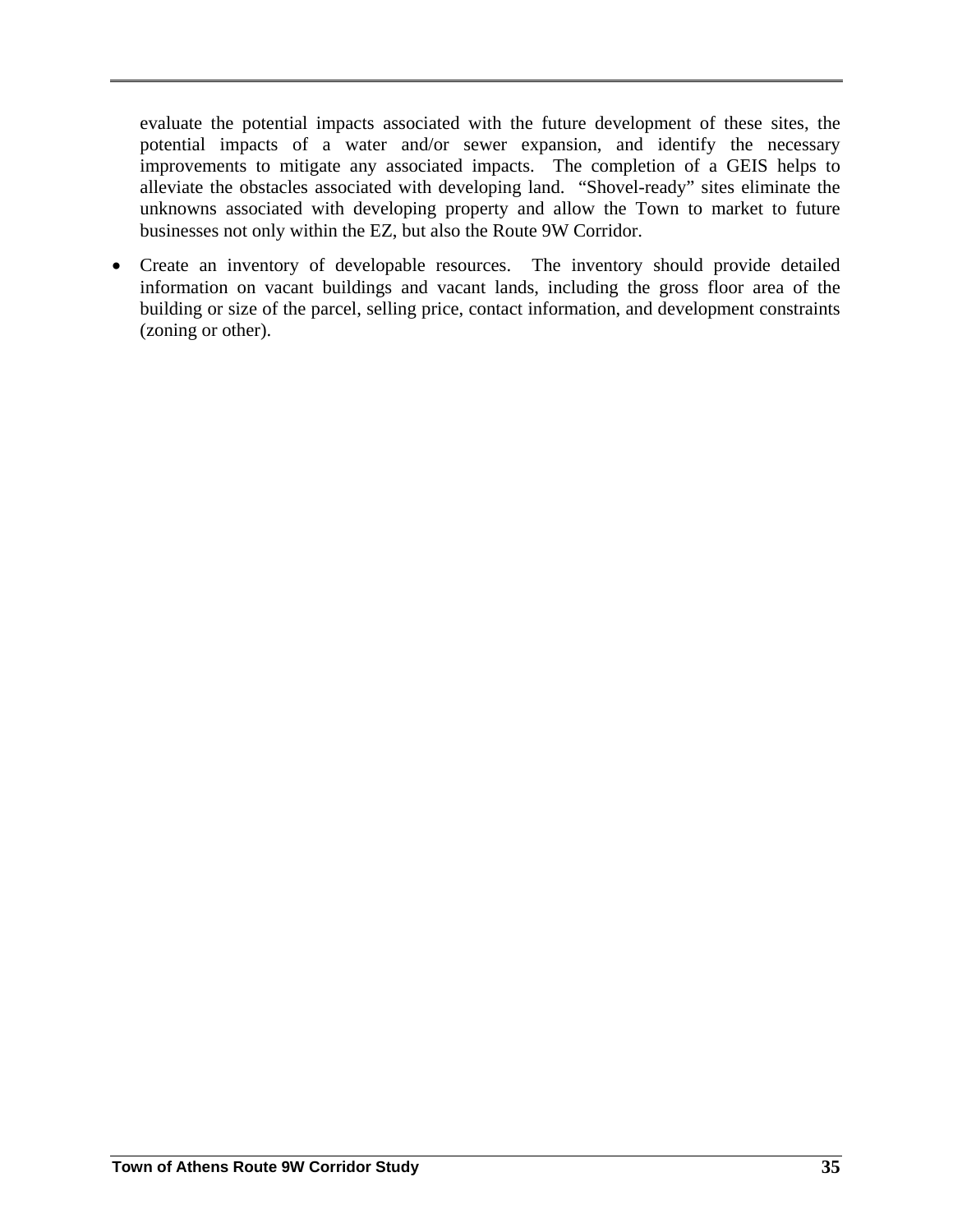evaluate the potential impacts associated with the future development of these sites, the potential impacts of a water and/or sewer expansion, and identify the necessary improvements to mitigate any associated impacts. The completion of a GEIS helps to alleviate the obstacles associated with developing land. "Shovel-ready" sites eliminate the unknowns associated with developing property and allow the Town to market to future businesses not only within the EZ, but also the Route 9W Corridor.

- Create an inventory of developable resources. The inventory should provide detailed information on vacant buildings and vacant lands, including the gross floor area of the building or size of the parcel, selling price, contact information, and development constraints (zoning or other).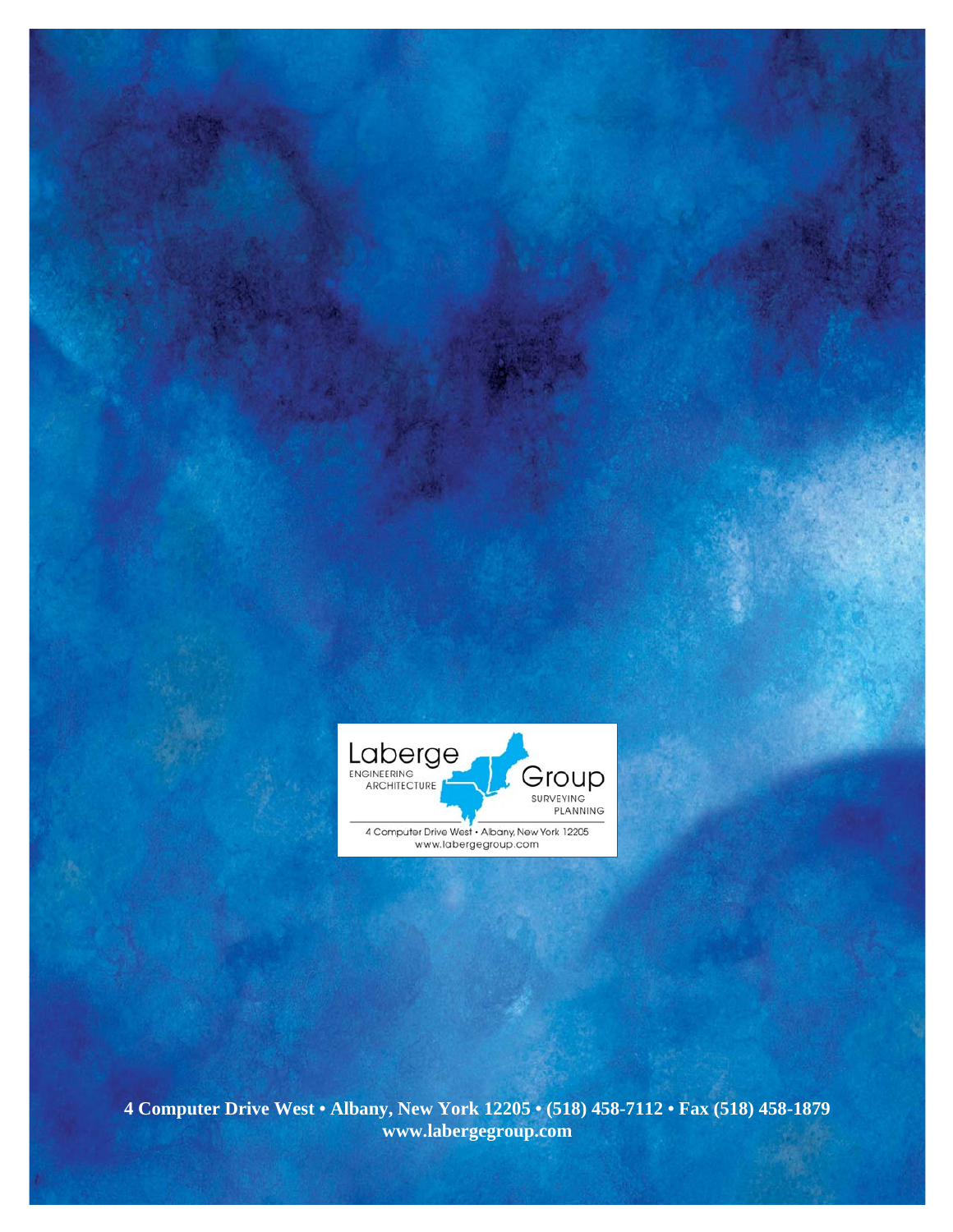Laberge Group

ENGINEERING
ARCHITECTURE
SURVEYING
PLANNING

4 Computer Drive West • Albany, New York 12205
www.labergegroup.com

**4 Computer Drive West • Albany, New York 12205 • (518) 458-7112 • Fax (518) 458-1879**
**www.labergegroup.com**